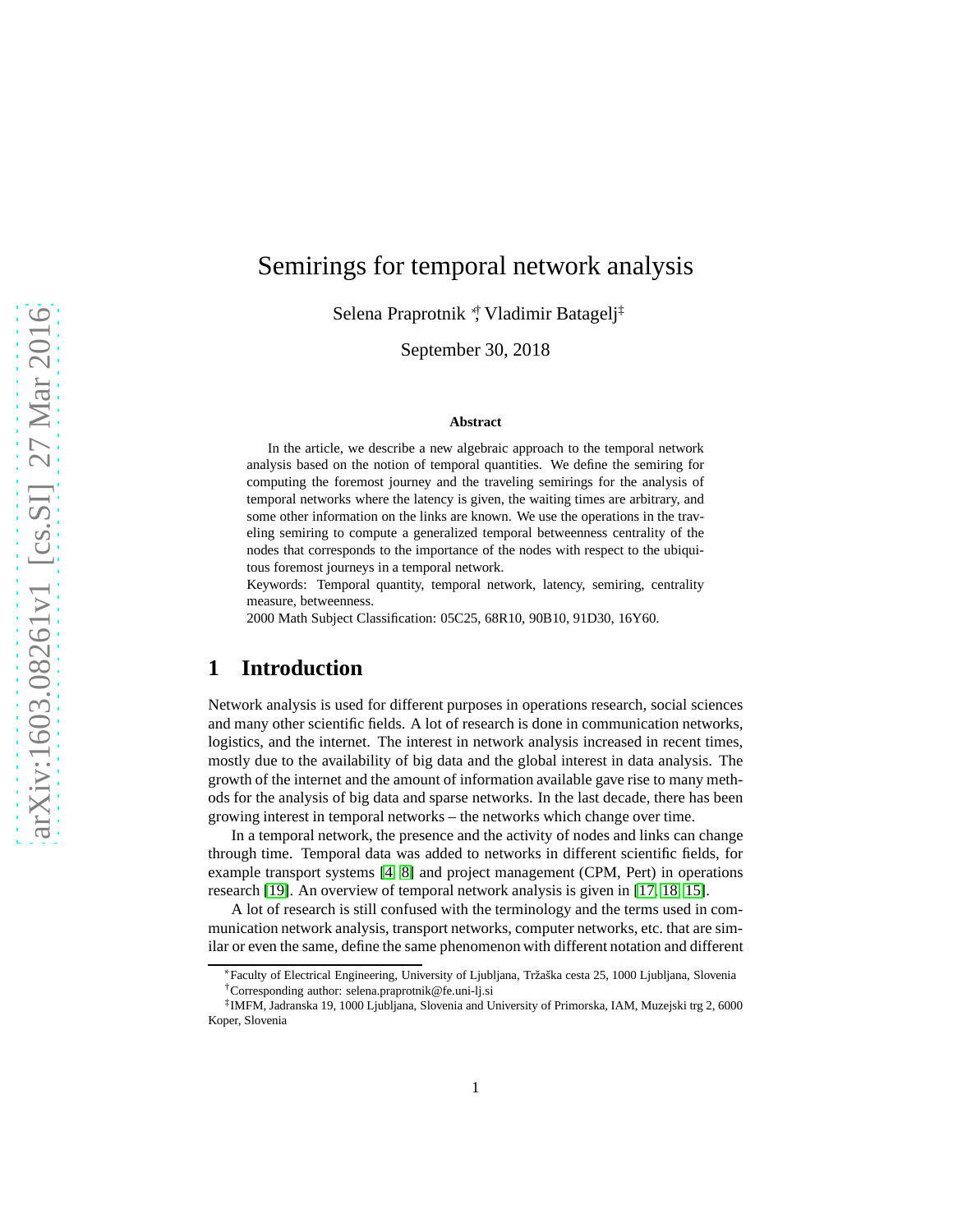# Semirings for temporal network analysis

Selena Praprotnik [*,†], Vladimir Batagelj [‡]

September 30, 2018

**Abstract**

In the article, we describe a new algebraic approach to the temporal network analysis based on the notion of temporal quantities. We define the semiring for computing the foremost journey and the traveling semirings for the analysis of temporal networks where the latency is given, the waiting times are arbitrary, and some other information on the links are known. We use the operations in the traveling semiring to compute a generalized temporal betweenness centrality of the nodes that corresponds to the importance of the nodes with respect to the ubiquitous foremost journeys in a temporal network.

Keywords: Temporal quantity, temporal network, latency, semiring, centrality measure, betweenness.

2000 Math Subject Classification: 05C25, 68R10, 90B10, 91D30, 16Y60.

## 1 Introduction

Network analysis is used for different purposes in operations research, social sciences and many other scientific fields. A lot of research is done in communication networks, logistics, and the internet. The interest in network analysis increased in recent times, mostly due to the availability of big data and the global interest in data analysis. The growth of the internet and the amount of information available gave rise to many methods for the analysis of big data and sparse networks. In the last decade, there has been growing interest in temporal networks – the networks which change over time.

In a temporal network, the presence and the activity of nodes and links can change through time. Temporal data was added to networks in different scientific fields, for example transport systems [4, 8] and project management (CPM, Pert) in operations research [19]. An overview of temporal network analysis is given in [17, 18, 15].

A lot of research is still confused with the terminology and the terms used in communication network analysis, transport networks, computer networks, etc. that are similar or even the same, define the same phenomenon with different notation and different

[*] Faculty of Electrical Engineering, University of Ljubljana, Tržaška cesta 25, 1000 Ljubljana, Slovenia

[†] Corresponding author: selena.praprotnik@fe.uni-lj.si

[‡] IMFM, Jadranska 19, 1000 Ljubljana, Slovenia and University of Primorska, IAM, Muzejski trg 2, 6000 Koper, Slovenia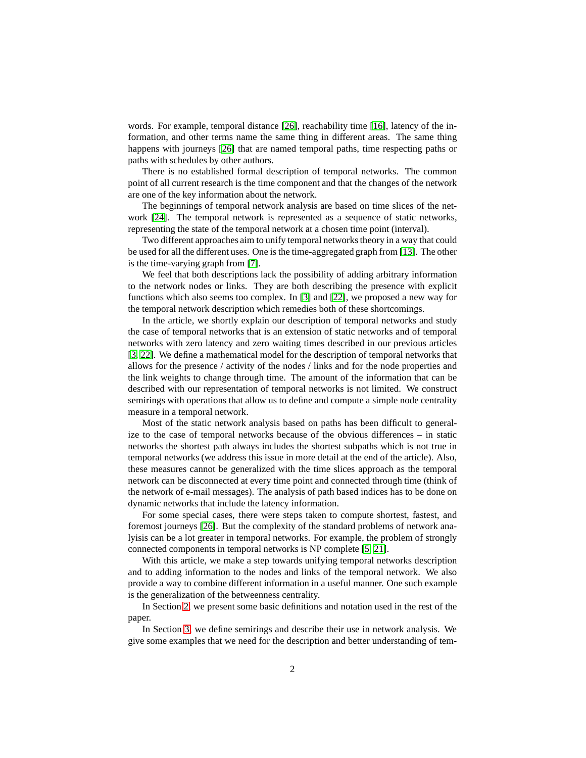words. For example, temporal distance [26], reachability time [16], latency of the information, and other terms name the same thing in different areas. The same thing happens with journeys [26] that are named temporal paths, time respecting paths or paths with schedules by other authors.

There is no established formal description of temporal networks. The common point of all current research is the time component and that the changes of the network are one of the key information about the network.

The beginnings of temporal network analysis are based on time slices of the network [24]. The temporal network is represented as a sequence of static networks, representing the state of the temporal network at a chosen time point (interval).

Two different approaches aim to unify temporal networks theory in a way that could be used for all the different uses. One is the time-aggregated graph from [13]. The other is the time-varying graph from [7].

We feel that both descriptions lack the possibility of adding arbitrary information to the network nodes or links. They are both describing the presence with explicit functions which also seems too complex. In [3] and [22], we proposed a new way for the temporal network description which remedies both of these shortcomings.

In the article, we shortly explain our description of temporal networks and study the case of temporal networks that is an extension of static networks and of temporal networks with zero latency and zero waiting times described in our previous articles [3, 22]. We define a mathematical model for the description of temporal networks that allows for the presence / activity of the nodes / links and for the node properties and the link weights to change through time. The amount of the information that can be described with our representation of temporal networks is not limited. We construct semirings with operations that allow us to define and compute a simple node centrality measure in a temporal network.

Most of the static network analysis based on paths has been difficult to generalize to the case of temporal networks because of the obvious differences – in static networks the shortest path always includes the shortest subpaths which is not true in temporal networks (we address this issue in more detail at the end of the article). Also, these measures cannot be generalized with the time slices approach as the temporal network can be disconnected at every time point and connected through time (think of the network of e-mail messages). The analysis of path based indices has to be done on dynamic networks that include the latency information.

For some special cases, there were steps taken to compute shortest, fastest, and foremost journeys [26]. But the complexity of the standard problems of network analyisis can be a lot greater in temporal networks. For example, the problem of strongly connected components in temporal networks is NP complete [5, 21].

With this article, we make a step towards unifying temporal networks description and to adding information to the nodes and links of the temporal network. We also provide a way to combine different information in a useful manner. One such example is the generalization of the betweenness centrality.

In Section 2, we present some basic definitions and notation used in the rest of the paper.

In Section 3, we define semirings and describe their use in network analysis. We give some examples that we need for the description and better understanding of tem-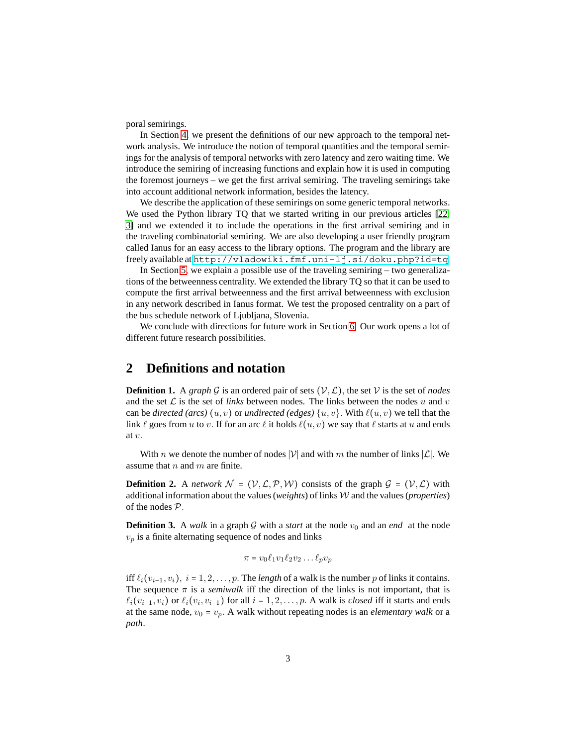poral semirings.

In Section 4, we present the definitions of our new approach to the temporal network analysis. We introduce the notion of temporal quantities and the temporal semirings for the analysis of temporal networks with zero latency and zero waiting time. We introduce the semiring of increasing functions and explain how it is used in computing the foremost journeys – we get the first arrival semiring. The traveling semirings take into account additional network information, besides the latency.

We describe the application of these semirings on some generic temporal networks. We used the Python library TQ that we started writing in our previous articles [22, 3] and we extended it to include the operations in the first arrival semiring and in the traveling combinatorial semiring. We are also developing a user friendly program called Ianus for an easy access to the library options. The program and the library are freely available at http://vladowiki.fmf.uni-lj.si/doku.php?id=tq.

In Section 5, we explain a possible use of the traveling semiring – two generalizations of the betweenness centrality. We extended the library TQ so that it can be used to compute the first arrival betweenness and the first arrival betweenness with exclusion in any network described in Ianus format. We test the proposed centrality on a part of the bus schedule network of Ljubljana, Slovenia.

We conclude with directions for future work in Section 6. Our work opens a lot of different future research possibilities.

## 2 Definitions and notation

**Definition 1.** A *graph* $\mathcal{G}$ is an ordered pair of sets $(\mathcal{V}, \mathcal{L})$, the set $\mathcal{V}$ is the set of *nodes* and the set $\mathcal{L}$ is the set of *links* between nodes. The links between the nodes $u$ and $v$ can be *directed (arcs)* $(u, v)$ or *undirected (edges)* $\{u, v\}$. With $\ell(u, v)$ we tell that the link $\ell$ goes from $u$ to $v$. If for an arc $\ell$ it holds $\ell(u, v)$ we say that $\ell$ starts at $u$ and ends at $v$.

With $n$ we denote the number of nodes $|\mathcal{V}|$ and with $m$ the number of links $|\mathcal{L}|$. We assume that $n$ and $m$ are finite.

**Definition 2.** A *network* $\mathcal{N} = (\mathcal{V}, \mathcal{L}, \mathcal{P}, \mathcal{W})$ consists of the graph $\mathcal{G} = (\mathcal{V}, \mathcal{L})$ with additional information about the values (*weights*) of links $\mathcal{W}$ and the values (*properties*) of the nodes $\mathcal{P}$.

**Definition 3.** A *walk* in a graph $\mathcal{G}$ with a *start* at the node $v_0$ and an *end* at the node $v_p$ is a finite alternating sequence of nodes and links

$$\pi = v_0 \ell_1 v_1 \ell_2 v_2 \ldots \ell_p v_p$$

iff $\ell_i(v_{i-1}, v_i),\ i = 1, 2, \ldots, p$. The *length* of a walk is the number $p$ of links it contains. The sequence $\pi$ is a *semiwalk* iff the direction of the links is not important, that is $\ell_i(v_{i-1}, v_i)$ or $\ell_i(v_i, v_{i-1})$ for all $i = 1, 2, \ldots, p$. A walk is *closed* iff it starts and ends at the same node, $v_0 = v_p$. A walk without repeating nodes is an *elementary walk* or a *path*.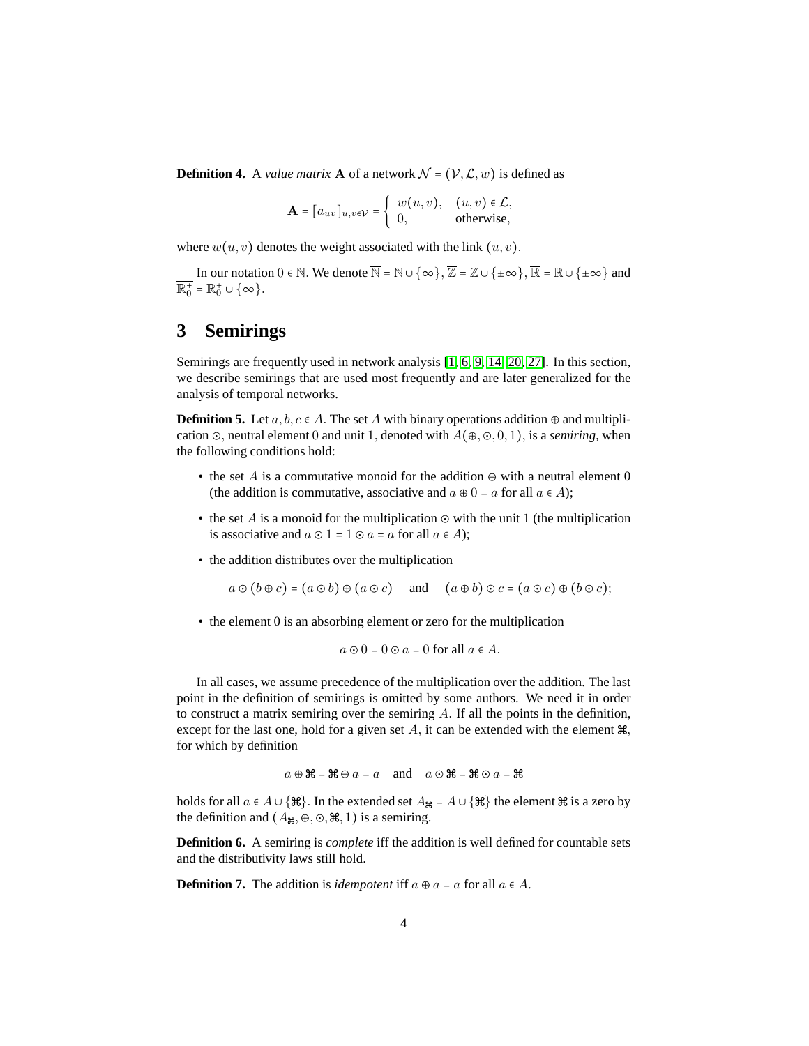**Definition 4.** A *value matrix* $\mathbf{A}$ of a network $\mathcal{N} = (\mathcal{V}, \mathcal{L}, w)$ is defined as

$$\mathbf{A} = [a_{uv}]_{u,v\in\mathcal{V}} = \begin{cases} w(u,v), & (u,v) \in \mathcal{L}, \\ 0, & \text{otherwise}, \end{cases}$$

where $w(u,v)$ denotes the weight associated with the link $(u,v)$.

In our notation $0 \in \mathbb{N}$. We denote $\overline{\mathbb{N}} = \mathbb{N} \cup \{\infty\}$, $\overline{\mathbb{Z}} = \mathbb{Z} \cup \{\pm\infty\}$, $\overline{\mathbb{R}} = \mathbb{R} \cup \{\pm\infty\}$ and $\overline{\mathbb{R}_0^+} = \mathbb{R}_0^+ \cup \{\infty\}$.

# 3 Semirings

Semirings are frequently used in network analysis [1, 6, 9, 14, 20, 27]. In this section, we describe semirings that are used most frequently and are later generalized for the analysis of temporal networks.

**Definition 5.** Let $a, b, c \in A$. The set $A$ with binary operations addition $\oplus$ and multiplication $\odot$, neutral element $0$ and unit $1$, denoted with $A(\oplus, \odot, 0, 1)$, is a *semiring*, when the following conditions hold:

- the set $A$ is a commutative monoid for the addition $\oplus$ with a neutral element 0 (the addition is commutative, associative and $a \oplus 0 = a$ for all $a \in A$);
- the set $A$ is a monoid for the multiplication $\odot$ with the unit 1 (the multiplication is associative and $a \odot 1 = 1 \odot a = a$ for all $a \in A$);
- the addition distributes over the multiplication

$$a \odot (b \oplus c) = (a \odot b) \oplus (a \odot c) \quad \text{and} \quad (a \oplus b) \odot c = (a \odot c) \oplus (b \odot c);$$

- the element 0 is an absorbing element or zero for the multiplication

$$a \odot 0 = 0 \odot a = 0 \text{ for all } a \in A.$$

In all cases, we assume precedence of the multiplication over the addition. The last point in the definition of semirings is omitted by some authors. We need it in order to construct a matrix semiring over the semiring $A$. If all the points in the definition, except for the last one, hold for a given set $A$, it can be extended with the element $⌘$, for which by definition

$$a \oplus ⌘ = ⌘ \oplus a = a \quad \text{and} \quad a \odot ⌘ = ⌘ \odot a = ⌘$$

holds for all $a \in A \cup \{⌘\}$. In the extended set $A_{⌘} = A \cup \{⌘\}$ the element $⌘$ is a zero by the definition and $(A_{⌘}, \oplus, \odot, ⌘, 1)$ is a semiring.

**Definition 6.** A semiring is *complete* iff the addition is well defined for countable sets and the distributivity laws still hold.

**Definition 7.** The addition is *idempotent* iff $a \oplus a = a$ for all $a \in A$.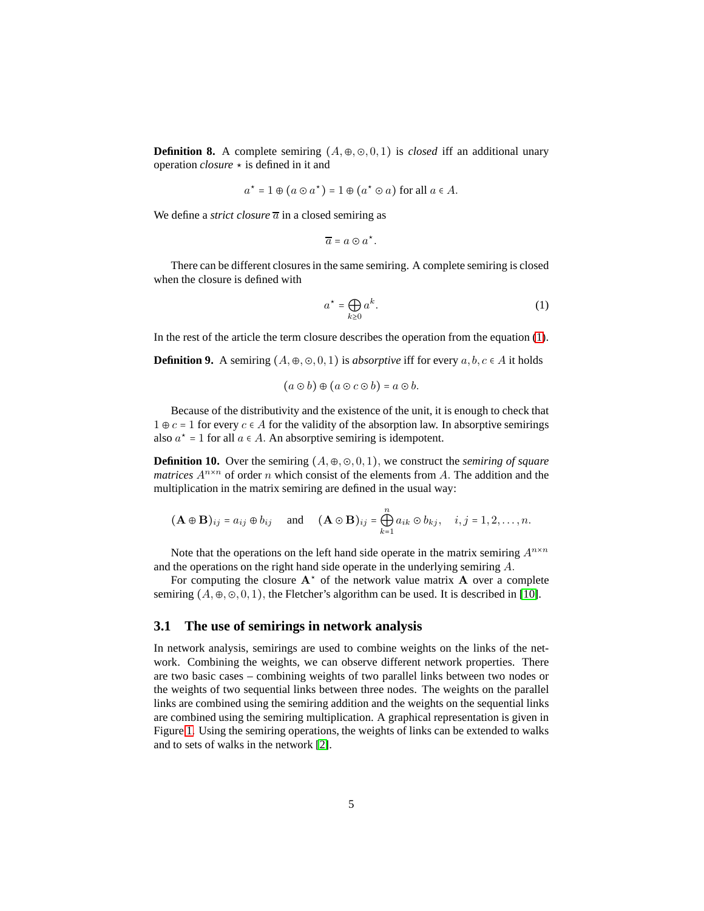**Definition 8.** A complete semiring $(A, \oplus, \odot, 0, 1)$ is *closed* iff an additional unary operation *closure* $\star$ is defined in it and

$$a^\star = 1 \oplus (a \odot a^\star) = 1 \oplus (a^\star \odot a) \text{ for all } a \in A.$$

We define a *strict closure* $\overline{a}$ in a closed semiring as

$$\overline{a} = a \odot a^\star.$$

There can be different closures in the same semiring. A complete semiring is closed when the closure is defined with

$$a^\star = \bigoplus_{k \geq 0} a^k. \tag{1}$$

In the rest of the article the term closure describes the operation from the equation (1).

**Definition 9.** A semiring $(A, \oplus, \odot, 0, 1)$ is *absorptive* iff for every $a, b, c \in A$ it holds

$$(a \odot b) \oplus (a \odot c \odot b) = a \odot b.$$

Because of the distributivity and the existence of the unit, it is enough to check that $1 \oplus c = 1$ for every $c \in A$ for the validity of the absorption law. In absorptive semirings also $a^\star = 1$ for all $a \in A$. An absorptive semiring is idempotent.

**Definition 10.** Over the semiring $(A, \oplus, \odot, 0, 1)$, we construct the *semiring of square matrices* $A^{n \times n}$ of order $n$ which consist of the elements from $A$. The addition and the multiplication in the matrix semiring are defined in the usual way:

$$(\mathbf{A} \oplus \mathbf{B})_{ij} = a_{ij} \oplus b_{ij} \quad \text{and} \quad (\mathbf{A} \odot \mathbf{B})_{ij} = \bigoplus_{k=1}^{n} a_{ik} \odot b_{kj}, \quad i, j = 1, 2, \ldots, n.$$

Note that the operations on the left hand side operate in the matrix semiring $A^{n \times n}$ and the operations on the right hand side operate in the underlying semiring $A$.

For computing the closure $\mathbf{A}^\star$ of the network value matrix $\mathbf{A}$ over a complete semiring $(A, \oplus, \odot, 0, 1)$, the Fletcher's algorithm can be used. It is described in [10].

### 3.1 The use of semirings in network analysis

In network analysis, semirings are used to combine weights on the links of the network. Combining the weights, we can observe different network properties. There are two basic cases – combining weights of two parallel links between two nodes or the weights of two sequential links between three nodes. The weights on the parallel links are combined using the semiring addition and the weights on the sequential links are combined using the semiring multiplication. A graphical representation is given in Figure 1. Using the semiring operations, the weights of links can be extended to walks and to sets of walks in the network [2].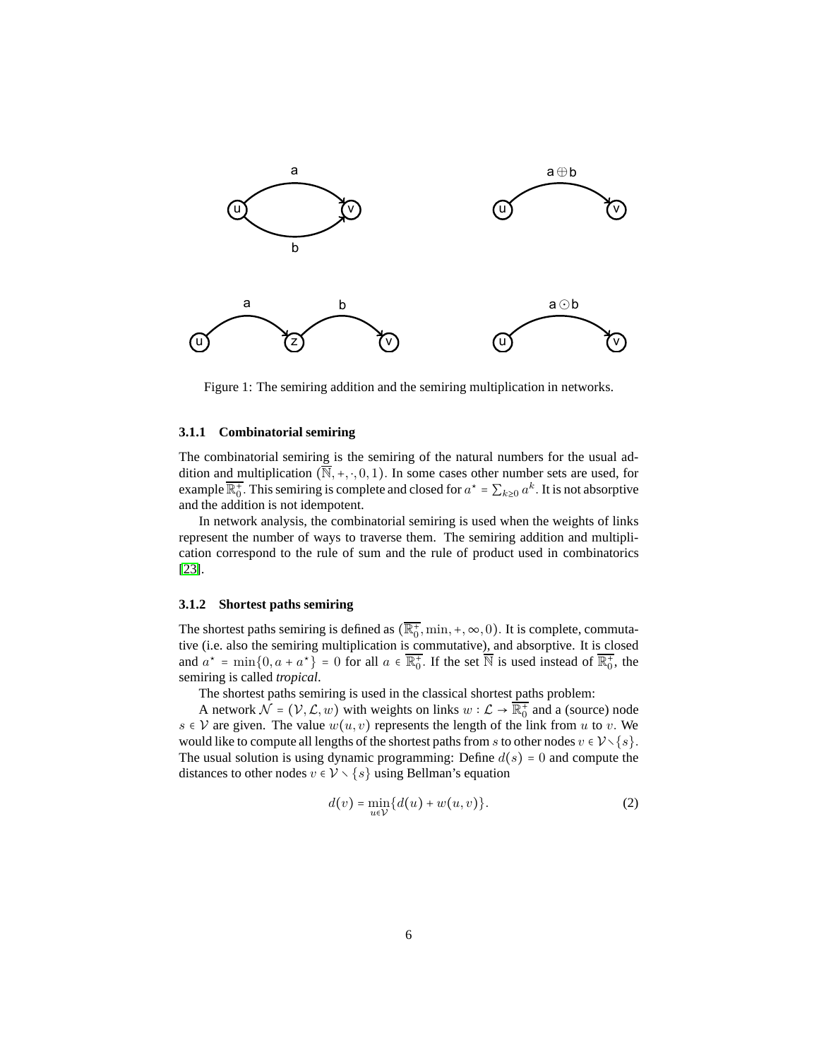Figure 1: The semiring addition and the semiring multiplication in networks.

#### 3.1.1 Combinatorial semiring

The combinatorial semiring is the semiring of the natural numbers for the usual addition and multiplication $(\overline{\mathbb{N}}, +, \cdot, 0, 1)$. In some cases other number sets are used, for example $\overline{\mathbb{R}_0^+}$. This semiring is complete and closed for $a^\star = \sum_{k \geq 0} a^k$. It is not absorptive and the addition is not idempotent.

In network analysis, the combinatorial semiring is used when the weights of links represent the number of ways to traverse them. The semiring addition and multiplication correspond to the rule of sum and the rule of product used in combinatorics [23].

#### 3.1.2 Shortest paths semiring

The shortest paths semiring is defined as $(\overline{\mathbb{R}_0^+}, \min, +, \infty, 0)$. It is complete, commutative (i.e. also the semiring multiplication is commutative), and absorptive. It is closed and $a^\star = \min\{0, a + a^\star\} = 0$ for all $a \in \overline{\mathbb{R}_0^+}$. If the set $\overline{\mathbb{N}}$ is used instead of $\overline{\mathbb{R}_0^+}$, the semiring is called *tropical*.

The shortest paths semiring is used in the classical shortest paths problem:

A network $\mathcal{N} = (\mathcal{V}, \mathcal{L}, w)$ with weights on links $w : \mathcal{L} \to \overline{\mathbb{R}_0^+}$ and a (source) node $s \in \mathcal{V}$ are given. The value $w(u, v)$ represents the length of the link from $u$ to $v$. We would like to compute all lengths of the shortest paths from $s$ to other nodes $v \in \mathcal{V} \setminus \{s\}$. The usual solution is using dynamic programming: Define $d(s) = 0$ and compute the distances to other nodes $v \in \mathcal{V} \setminus \{s\}$ using Bellman's equation

$$d(v) = \min_{u \in \mathcal{V}} \{d(u) + w(u, v)\}. \tag{2}$$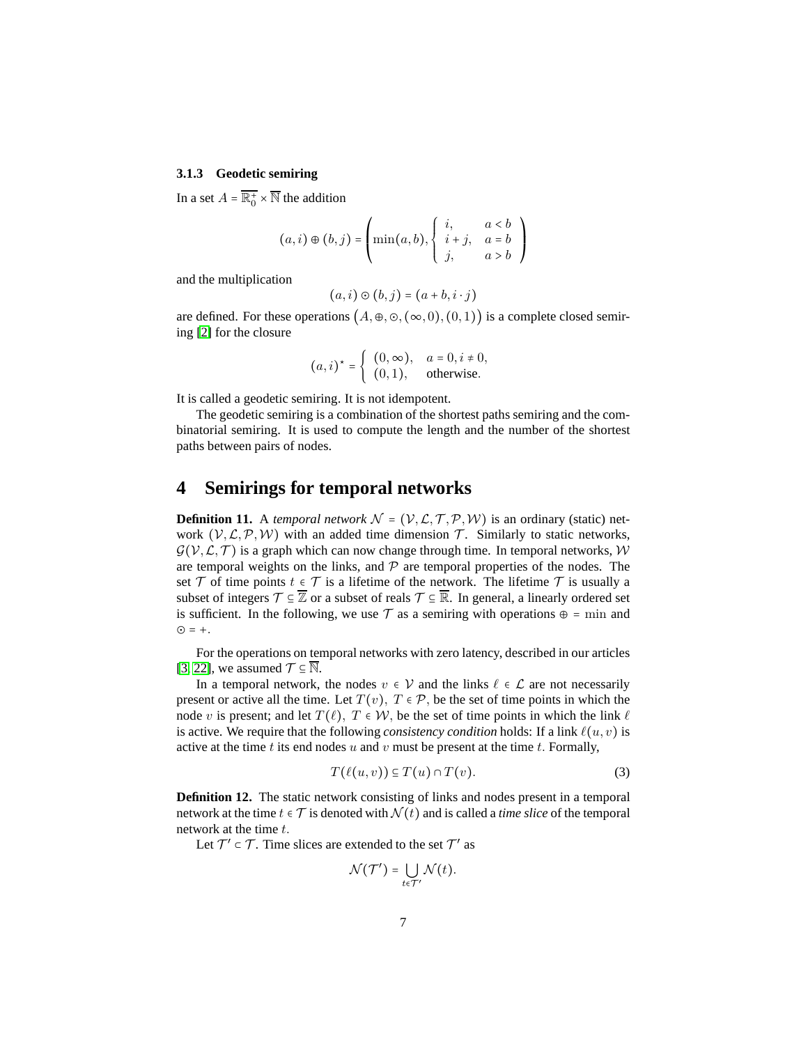### 3.1.3 Geodetic semiring

In a set $A = \overline{\mathbb{R}_0^+} \times \overline{\mathbb{N}}$ the addition

$$(a,i) \oplus (b,j) = \left( \min(a,b), \begin{cases} i, & a < b \\ i+j, & a = b \\ j, & a > b \end{cases} \right)$$

and the multiplication

$$(a,i) \odot (b,j) = (a+b, i \cdot j)$$

are defined. For these operations $\left(A, \oplus, \odot, (\infty, 0), (0,1)\right)$ is a complete closed semiring [2] for the closure

$$(a,i)^\star = \begin{cases} (0,\infty), & a = 0, i \neq 0, \\ (0,1), & \text{otherwise}. \end{cases}$$

It is called a geodetic semiring. It is not idempotent.

The geodetic semiring is a combination of the shortest paths semiring and the combinatorial semiring. It is used to compute the length and the number of the shortest paths between pairs of nodes.

# 4 Semirings for temporal networks

**Definition 11.** A *temporal network* $\mathcal{N} = (\mathcal{V}, \mathcal{L}, \mathcal{T}, \mathcal{P}, \mathcal{W})$ is an ordinary (static) network $(\mathcal{V}, \mathcal{L}, \mathcal{P}, \mathcal{W})$ with an added time dimension $\mathcal{T}$. Similarly to static networks, $\mathcal{G}(\mathcal{V}, \mathcal{L}, \mathcal{T})$ is a graph which can now change through time. In temporal networks, $\mathcal{W}$ are temporal weights on the links, and $\mathcal{P}$ are temporal properties of the nodes. The set $\mathcal{T}$ of time points $t \in \mathcal{T}$ is a lifetime of the network. The lifetime $\mathcal{T}$ is usually a subset of integers $\mathcal{T} \subseteq \overline{\mathbb{Z}}$ or a subset of reals $\mathcal{T} \subseteq \overline{\mathbb{R}}$. In general, a linearly ordered set is sufficient. In the following, we use $\mathcal{T}$ as a semiring with operations $\oplus = \min$ and $\odot = +$.

For the operations on temporal networks with zero latency, described in our articles [3, 22], we assumed $\mathcal{T} \subseteq \overline{\mathbb{N}}$.

In a temporal network, the nodes $v \in \mathcal{V}$ and the links $\ell \in \mathcal{L}$ are not necessarily present or active all the time. Let $T(v),\ T \in \mathcal{P}$, be the set of time points in which the node $v$ is present; and let $T(\ell),\ T \in \mathcal{W}$, be the set of time points in which the link $\ell$ is active. We require that the following *consistency condition* holds: If a link $\ell(u,v)$ is active at the time $t$ its end nodes $u$ and $v$ must be present at the time $t$. Formally,

$$T(\ell(u,v)) \subseteq T(u) \cap T(v). \tag{3}$$

**Definition 12.** The static network consisting of links and nodes present in a temporal network at the time $t \in \mathcal{T}$ is denoted with $\mathcal{N}(t)$ and is called a *time slice* of the temporal network at the time $t$.

Let $\mathcal{T}' \subset \mathcal{T}$. Time slices are extended to the set $\mathcal{T}'$ as

$$\mathcal{N}(\mathcal{T}') = \bigcup_{t \in \mathcal{T}'} \mathcal{N}(t).$$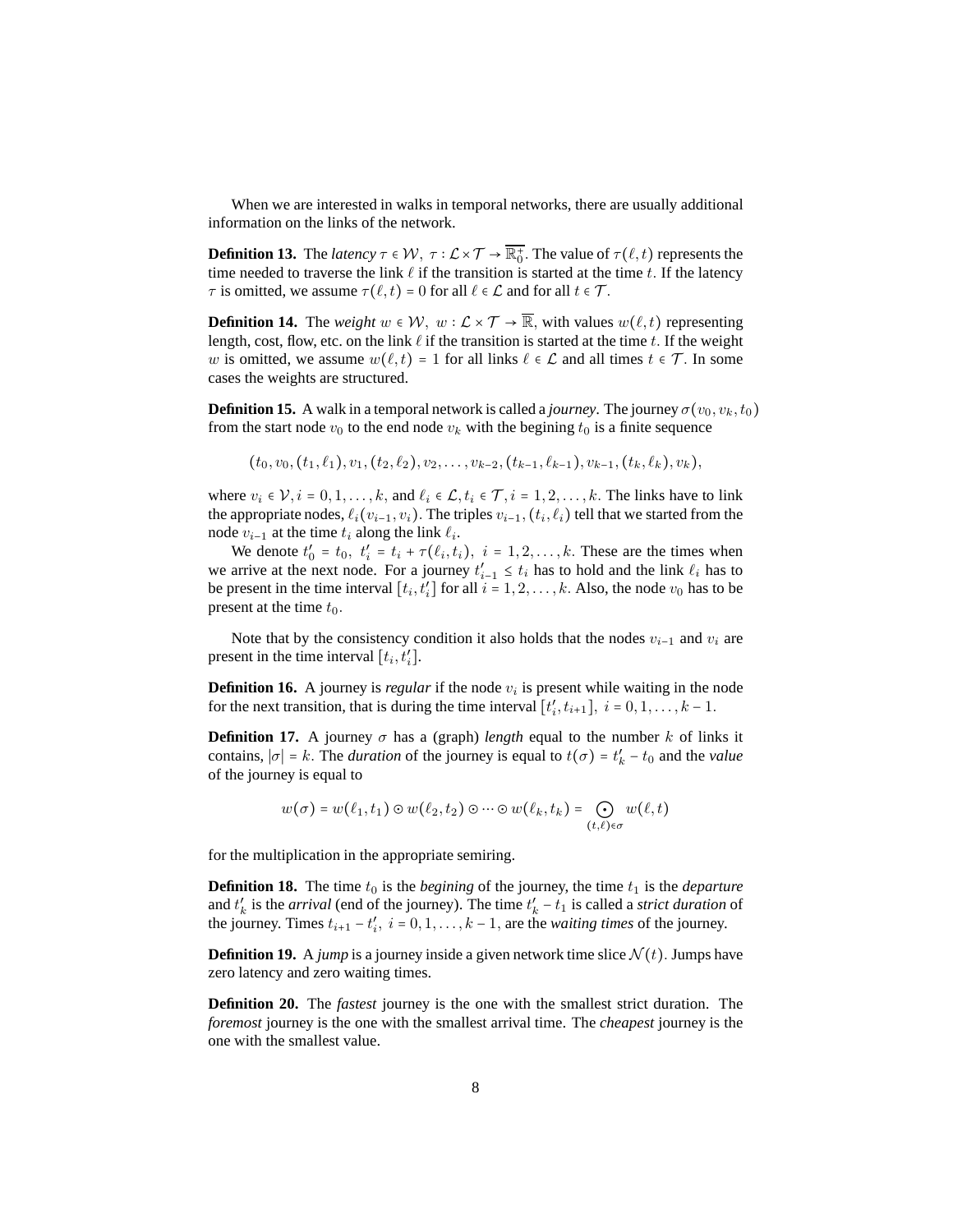When we are interested in walks in temporal networks, there are usually additional information on the links of the network.

**Definition 13.** The *latency* $\tau \in \mathcal{W},\ \tau : \mathcal{L} \times \mathcal{T} \to \overline{\mathbb{R}_0^+}$. The value of $\tau(\ell, t)$ represents the time needed to traverse the link $\ell$ if the transition is started at the time $t$. If the latency $\tau$ is omitted, we assume $\tau(\ell, t) = 0$ for all $\ell \in \mathcal{L}$ and for all $t \in \mathcal{T}$.

**Definition 14.** The *weight* $w \in \mathcal{W},\ w : \mathcal{L} \times \mathcal{T} \to \overline{\mathbb{R}}$, with values $w(\ell, t)$ representing length, cost, flow, etc. on the link $\ell$ if the transition is started at the time $t$. If the weight $w$ is omitted, we assume $w(\ell, t) = 1$ for all links $\ell \in \mathcal{L}$ and all times $t \in \mathcal{T}$. In some cases the weights are structured.

**Definition 15.** A walk in a temporal network is called a *journey*. The journey $\sigma(v_0, v_k, t_0)$ from the start node $v_0$ to the end node $v_k$ with the begining $t_0$ is a finite sequence

$$(t_0, v_0, (t_1, \ell_1), v_1, (t_2, \ell_2), v_2, \ldots, v_{k-2}, (t_{k-1}, \ell_{k-1}), v_{k-1}, (t_k, \ell_k), v_k),$$

where $v_i \in \mathcal{V}, i = 0, 1, \ldots, k$, and $\ell_i \in \mathcal{L}, t_i \in \mathcal{T}, i = 1, 2, \ldots, k$. The links have to link the appropriate nodes, $\ell_i(v_{i-1}, v_i)$. The triples $v_{i-1}, (t_i, \ell_i)$ tell that we started from the node $v_{i-1}$ at the time $t_i$ along the link $\ell_i$.

We denote $t'_0 = t_0,\ t'_i = t_i + \tau(\ell_i, t_i),\ i = 1, 2, \ldots, k$. These are the times when we arrive at the next node. For a journey $t'_{i-1} \le t_i$ has to hold and the link $\ell_i$ has to be present in the time interval $[t_i, t'_i]$ for all $i = 1, 2, \ldots, k$. Also, the node $v_0$ has to be present at the time $t_0$.

Note that by the consistency condition it also holds that the nodes $v_{i-1}$ and $v_i$ are present in the time interval $[t_i, t'_i]$.

**Definition 16.** A journey is *regular* if the node $v_i$ is present while waiting in the node for the next transition, that is during the time interval $[t'_i, t_{i+1}],\ i = 0, 1, \ldots, k-1$.

**Definition 17.** A journey $\sigma$ has a (graph) *length* equal to the number $k$ of links it contains, $|\sigma| = k$. The *duration* of the journey is equal to $t(\sigma) = t'_k - t_0$ and the *value* of the journey is equal to

$$w(\sigma) = w(\ell_1, t_1) \odot w(\ell_2, t_2) \odot \cdots \odot w(\ell_k, t_k) = \bigodot_{(t,\ell) \in \sigma} w(\ell, t)$$

for the multiplication in the appropriate semiring.

**Definition 18.** The time $t_0$ is the *begining* of the journey, the time $t_1$ is the *departure* and $t'_k$ is the *arrival* (end of the journey). The time $t'_k - t_1$ is called a *strict duration* of the journey. Times $t_{i+1} - t'_i,\ i = 0, 1, \ldots, k-1$, are the *waiting times* of the journey.

**Definition 19.** A *jump* is a journey inside a given network time slice $\mathcal{N}(t)$. Jumps have zero latency and zero waiting times.

**Definition 20.** The *fastest* journey is the one with the smallest strict duration. The *foremost* journey is the one with the smallest arrival time. The *cheapest* journey is the one with the smallest value.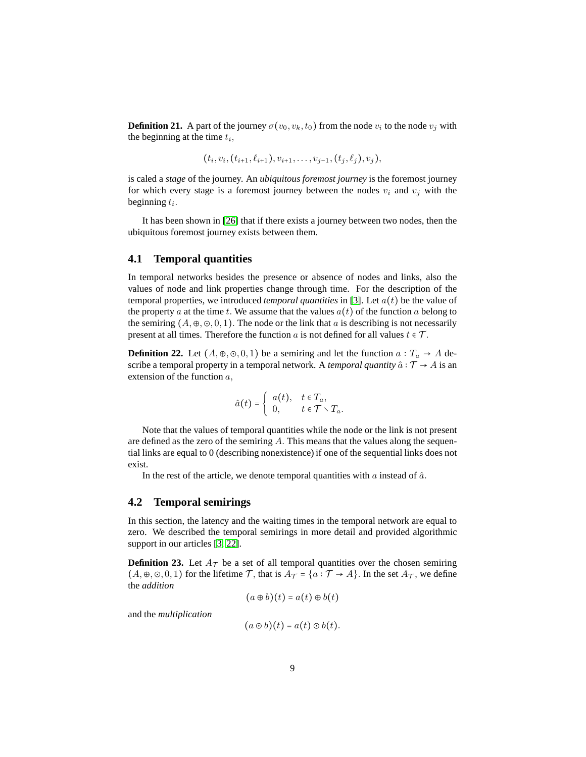**Definition 21.** A part of the journey $\sigma(v_0, v_k, t_0)$ from the node $v_i$ to the node $v_j$ with the beginning at the time $t_i$,

$$(t_i, v_i, (t_{i+1}, \ell_{i+1}), v_{i+1}, \dots, v_{j-1}, (t_j, \ell_j), v_j),$$

is caled a *stage* of the journey. An *ubiquitous foremost journey* is the foremost journey for which every stage is a foremost journey between the nodes $v_i$ and $v_j$ with the beginning $t_i$.

It has been shown in [26] that if there exists a journey between two nodes, then the ubiquitous foremost journey exists between them.

## 4.1 Temporal quantities

In temporal networks besides the presence or absence of nodes and links, also the values of node and link properties change through time. For the description of the temporal properties, we introduced *temporal quantities* in [3]. Let $a(t)$ be the value of the property $a$ at the time $t$. We assume that the values $a(t)$ of the function $a$ belong to the semiring $(A, \oplus, \odot, 0, 1)$. The node or the link that $a$ is describing is not necessarily present at all times. Therefore the function $a$ is not defined for all values $t \in \mathcal{T}$.

**Definition 22.** Let $(A, \oplus, \odot, 0, 1)$ be a semiring and let the function $a : T_a \to A$ describe a temporal property in a temporal network. A *temporal quantity* $\hat{a} : \mathcal{T} \to A$ is an extension of the function $a$,

$$\hat{a}(t) = \begin{cases} a(t), & t \in T_a, \\ 0, & t \in \mathcal{T} \setminus T_a. \end{cases}$$

Note that the values of temporal quantities while the node or the link is not present are defined as the zero of the semiring $A$. This means that the values along the sequential links are equal to 0 (describing nonexistence) if one of the sequential links does not exist.

In the rest of the article, we denote temporal quantities with $a$ instead of $\hat{a}$.

## 4.2 Temporal semirings

In this section, the latency and the waiting times in the temporal network are equal to zero. We described the temporal semirings in more detail and provided algorithmic support in our articles [3, 22].

**Definition 23.** Let $A_{\mathcal{T}}$ be a set of all temporal quantities over the chosen semiring $(A, \oplus, \odot, 0, 1)$ for the lifetime $\mathcal{T}$, that is $A_{\mathcal{T}} = \{a : \mathcal{T} \to A\}$. In the set $A_{\mathcal{T}}$, we define the *addition*

$$(a \oplus b)(t) = a(t) \oplus b(t)$$

and the *multiplication*

$$(a \odot b)(t) = a(t) \odot b(t).$$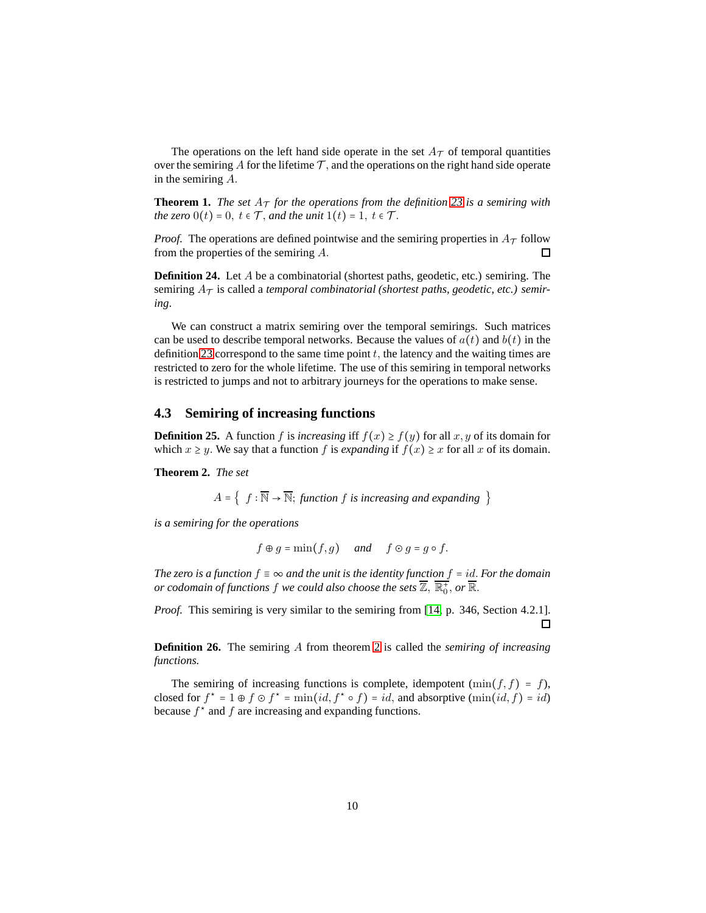The operations on the left hand side operate in the set $A_{\mathcal{T}}$ of temporal quantities over the semiring $A$ for the lifetime $\mathcal{T}$, and the operations on the right hand side operate in the semiring $A$.

**Theorem 1.** *The set $A_{\mathcal{T}}$ for the operations from the definition 23 is a semiring with the zero $0(t) = 0,\ t \in \mathcal{T}$, and the unit $1(t) = 1,\ t \in \mathcal{T}$.*

*Proof.* The operations are defined pointwise and the semiring properties in $A_{\mathcal{T}}$ follow from the properties of the semiring $A$. □

**Definition 24.** Let $A$ be a combinatorial (shortest paths, geodetic, etc.) semiring. The semiring $A_{\mathcal{T}}$ is called a *temporal combinatorial (shortest paths, geodetic, etc.) semiring*.

We can construct a matrix semiring over the temporal semirings. Such matrices can be used to describe temporal networks. Because the values of $a(t)$ and $b(t)$ in the definition 23 correspond to the same time point $t$, the latency and the waiting times are restricted to zero for the whole lifetime. The use of this semiring in temporal networks is restricted to jumps and not to arbitrary journeys for the operations to make sense.

### 4.3 Semiring of increasing functions

**Definition 25.** A function $f$ is *increasing* iff $f(x) \geq f(y)$ for all $x, y$ of its domain for which $x \geq y$. We say that a function $f$ is *expanding* if $f(x) \geq x$ for all $x$ of its domain.

**Theorem 2.** *The set*

$$A = \left\{\ f : \overline{\mathbb{N}} \to \overline{\mathbb{N}};\ \textit{function } f \textit{ is increasing and expanding}\ \right\}$$

*is a semiring for the operations*

$$f \oplus g = \min(f, g) \quad \textit{and} \quad f \odot g = g \circ f.$$

*The zero is a function $f \equiv \infty$ and the unit is the identity function $f = id$. For the domain or codomain of functions $f$ we could also choose the sets $\overline{\mathbb{Z}},\ \overline{\mathbb{R}_0^+}$, or $\overline{\mathbb{R}}$.*

*Proof.* This semiring is very similar to the semiring from [14, p. 346, Section 4.2.1]. □

**Definition 26.** The semiring $A$ from theorem 2 is called the *semiring of increasing functions.*

The semiring of increasing functions is complete, idempotent ($\min(f, f) = f$), closed for $f^\star = 1 \oplus f \odot f^\star = \min(id, f^\star \circ f) = id$, and absorptive ($\min(id, f) = id$) because $f^\star$ and $f$ are increasing and expanding functions.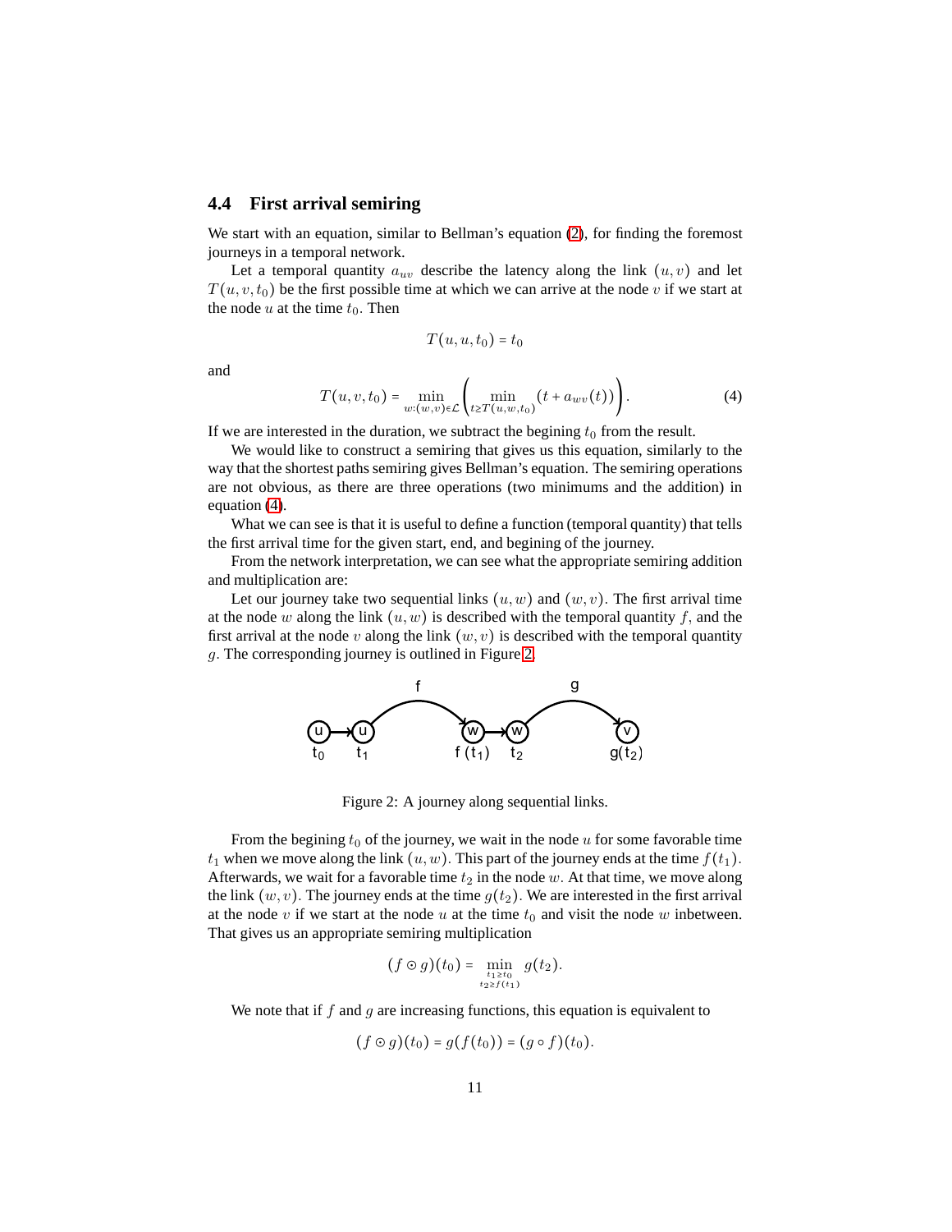## 4.4 First arrival semiring

We start with an equation, similar to Bellman's equation (2), for finding the foremost journeys in a temporal network.

Let a temporal quantity $a_{uv}$ describe the latency along the link $(u, v)$ and let $T(u, v, t_0)$ be the first possible time at which we can arrive at the node $v$ if we start at the node $u$ at the time $t_0$. Then

$$T(u, u, t_0) = t_0$$

and

$$T(u, v, t_0) = \min_{w:(w,v)\in\mathcal{L}} \left( \min_{t \geq T(u,w,t_0)} (t + a_{wv}(t)) \right). \tag{4}$$

If we are interested in the duration, we subtract the begining $t_0$ from the result.

We would like to construct a semiring that gives us this equation, similarly to the way that the shortest paths semiring gives Bellman's equation. The semiring operations are not obvious, as there are three operations (two minimums and the addition) in equation (4).

What we can see is that it is useful to define a function (temporal quantity) that tells the first arrival time for the given start, end, and begining of the journey.

From the network interpretation, we can see what the appropriate semiring addition and multiplication are:

Let our journey take two sequential links $(u, w)$ and $(w, v)$. The first arrival time at the node $w$ along the link $(u, w)$ is described with the temporal quantity $f$, and the first arrival at the node $v$ along the link $(w, v)$ is described with the temporal quantity $g$. The corresponding journey is outlined in Figure 2.

Figure 2: A journey along sequential links.

From the begining $t_0$ of the journey, we wait in the node $u$ for some favorable time $t_1$ when we move along the link $(u, w)$. This part of the journey ends at the time $f(t_1)$. Afterwards, we wait for a favorable time $t_2$ in the node $w$. At that time, we move along the link $(w, v)$. The journey ends at the time $g(t_2)$. We are interested in the first arrival at the node $v$ if we start at the node $u$ at the time $t_0$ and visit the node $w$ inbetween. That gives us an appropriate semiring multiplication

$$(f \odot g)(t_0) = \min_{\substack{t_1 \geq t_0 \\ t_2 \geq f(t_1)}} g(t_2).$$

We note that if $f$ and $g$ are increasing functions, this equation is equivalent to

$$(f \odot g)(t_0) = g(f(t_0)) = (g \circ f)(t_0).$$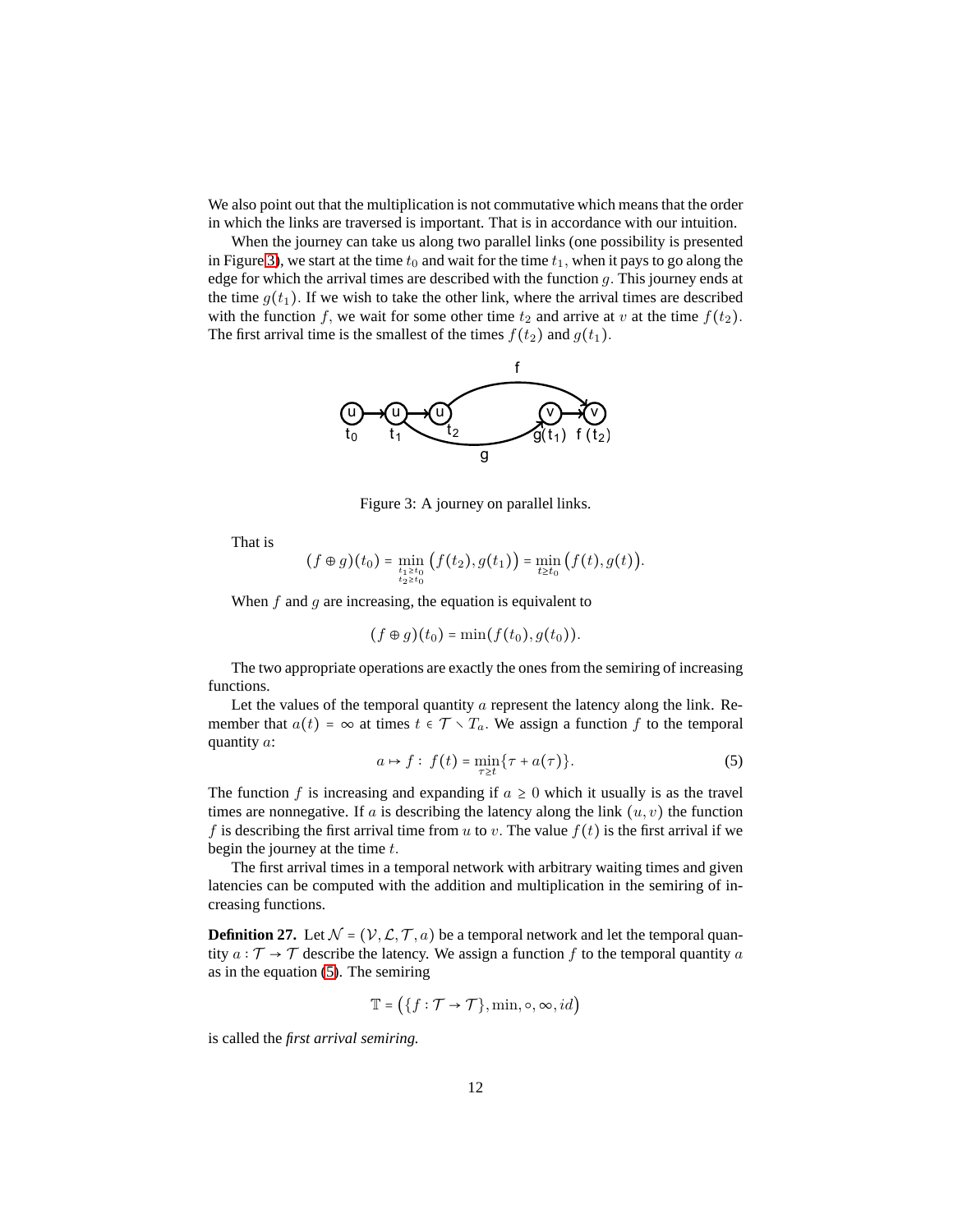We also point out that the multiplication is not commutative which means that the order in which the links are traversed is important. That is in accordance with our intuition.

When the journey can take us along two parallel links (one possibility is presented in Figure 3), we start at the time $t_0$ and wait for the time $t_1$, when it pays to go along the edge for which the arrival times are described with the function $g$. This journey ends at the time $g(t_1)$. If we wish to take the other link, where the arrival times are described with the function $f$, we wait for some other time $t_2$ and arrive at $v$ at the time $f(t_2)$. The first arrival time is the smallest of the times $f(t_2)$ and $g(t_1)$.

Figure 3: A journey on parallel links.

That is

$$(f \oplus g)(t_0) = \min_{\substack{t_1 \geq t_0 \\ t_2 \geq t_0}} \big(f(t_2), g(t_1)\big) = \min_{t \geq t_0} \big(f(t), g(t)\big).$$

When $f$ and $g$ are increasing, the equation is equivalent to

$$(f \oplus g)(t_0) = \min(f(t_0), g(t_0)).$$

The two appropriate operations are exactly the ones from the semiring of increasing functions.

Let the values of the temporal quantity $a$ represent the latency along the link. Remember that $a(t) = \infty$ at times $t \in \mathcal{T} \setminus T_a$. We assign a function $f$ to the temporal quantity $a$:

$$a \mapsto f: \; f(t) = \min_{\tau \geq t} \{\tau + a(\tau)\}. \tag{5}$$

The function $f$ is increasing and expanding if $a \geq 0$ which it usually is as the travel times are nonnegative. If $a$ is describing the latency along the link $(u, v)$ the function $f$ is describing the first arrival time from $u$ to $v$. The value $f(t)$ is the first arrival if we begin the journey at the time $t$.

The first arrival times in a temporal network with arbitrary waiting times and given latencies can be computed with the addition and multiplication in the semiring of increasing functions.

**Definition 27.** Let $\mathcal{N} = (\mathcal{V}, \mathcal{L}, \mathcal{T}, a)$ be a temporal network and let the temporal quantity $a : \mathcal{T} \to \mathcal{T}$ describe the latency. We assign a function $f$ to the temporal quantity $a$ as in the equation (5). The semiring

$$\mathbb{T} = \big(\{f : \mathcal{T} \to \mathcal{T}\}, \min, \circ, \infty, id\big)$$

is called the *first arrival semiring.*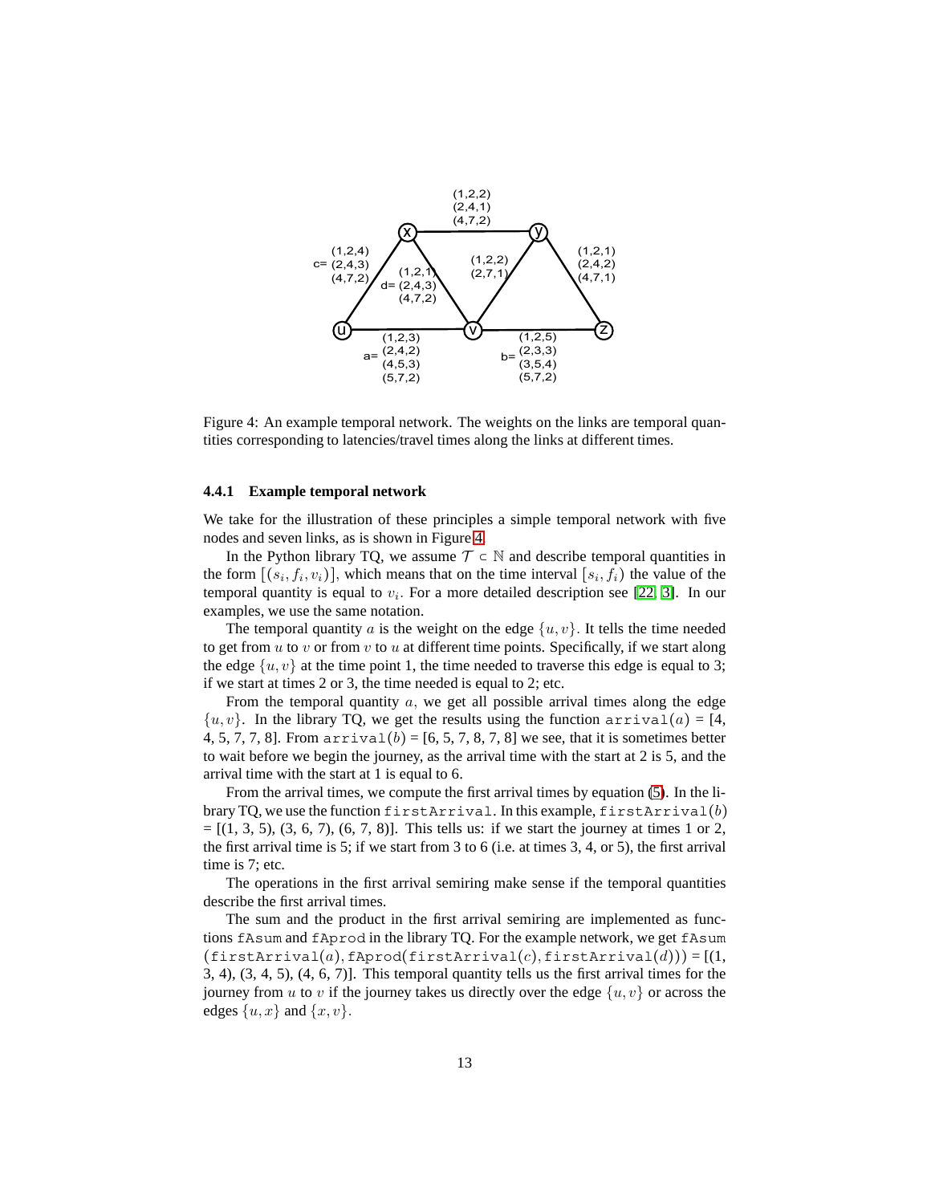Figure 4: An example temporal network. The weights on the links are temporal quantities corresponding to latencies/travel times along the links at different times.

#### 4.4.1 Example temporal network

We take for the illustration of these principles a simple temporal network with five nodes and seven links, as is shown in Figure 4.

In the Python library TQ, we assume $\mathcal{T} \subset \mathbb{N}$ and describe temporal quantities in the form $[(s_i, f_i, v_i)]$, which means that on the time interval $[s_i, f_i)$ the value of the temporal quantity is equal to $v_i$. For a more detailed description see [22, 3]. In our examples, we use the same notation.

The temporal quantity $a$ is the weight on the edge $\{u, v\}$. It tells the time needed to get from $u$ to $v$ or from $v$ to $u$ at different time points. Specifically, if we start along the edge $\{u, v\}$ at the time point 1, the time needed to traverse this edge is equal to 3; if we start at times 2 or 3, the time needed is equal to 2; etc.

From the temporal quantity $a$, we get all possible arrival times along the edge $\{u, v\}$. In the library TQ, we get the results using the function `arrival`$(a)$ = [4, 4, 5, 7, 7, 8]. From `arrival`$(b)$ = [6, 5, 7, 8, 7, 8] we see, that it is sometimes better to wait before we begin the journey, as the arrival time with the start at 2 is 5, and the arrival time with the start at 1 is equal to 6.

From the arrival times, we compute the first arrival times by equation (5). In the library TQ, we use the function `firstArrival`. In this example, `firstArrival`$(b)$ = [(1, 3, 5), (3, 6, 7), (6, 7, 8)]. This tells us: if we start the journey at times 1 or 2, the first arrival time is 5; if we start from 3 to 6 (i.e. at times 3, 4, or 5), the first arrival time is 7; etc.

The operations in the first arrival semiring make sense if the temporal quantities describe the first arrival times.

The sum and the product in the first arrival semiring are implemented as functions `fAsum` and `fAprod` in the library TQ. For the example network, we get `fAsum` (`firstArrival`$(a)$, `fAprod`(`firstArrival`$(c)$, `firstArrival`$(d)$)) = [(1, 3, 4), (3, 4, 5), (4, 6, 7)]. This temporal quantity tells us the first arrival times for the journey from $u$ to $v$ if the journey takes us directly over the edge $\{u, v\}$ or across the edges $\{u, x\}$ and $\{x, v\}$.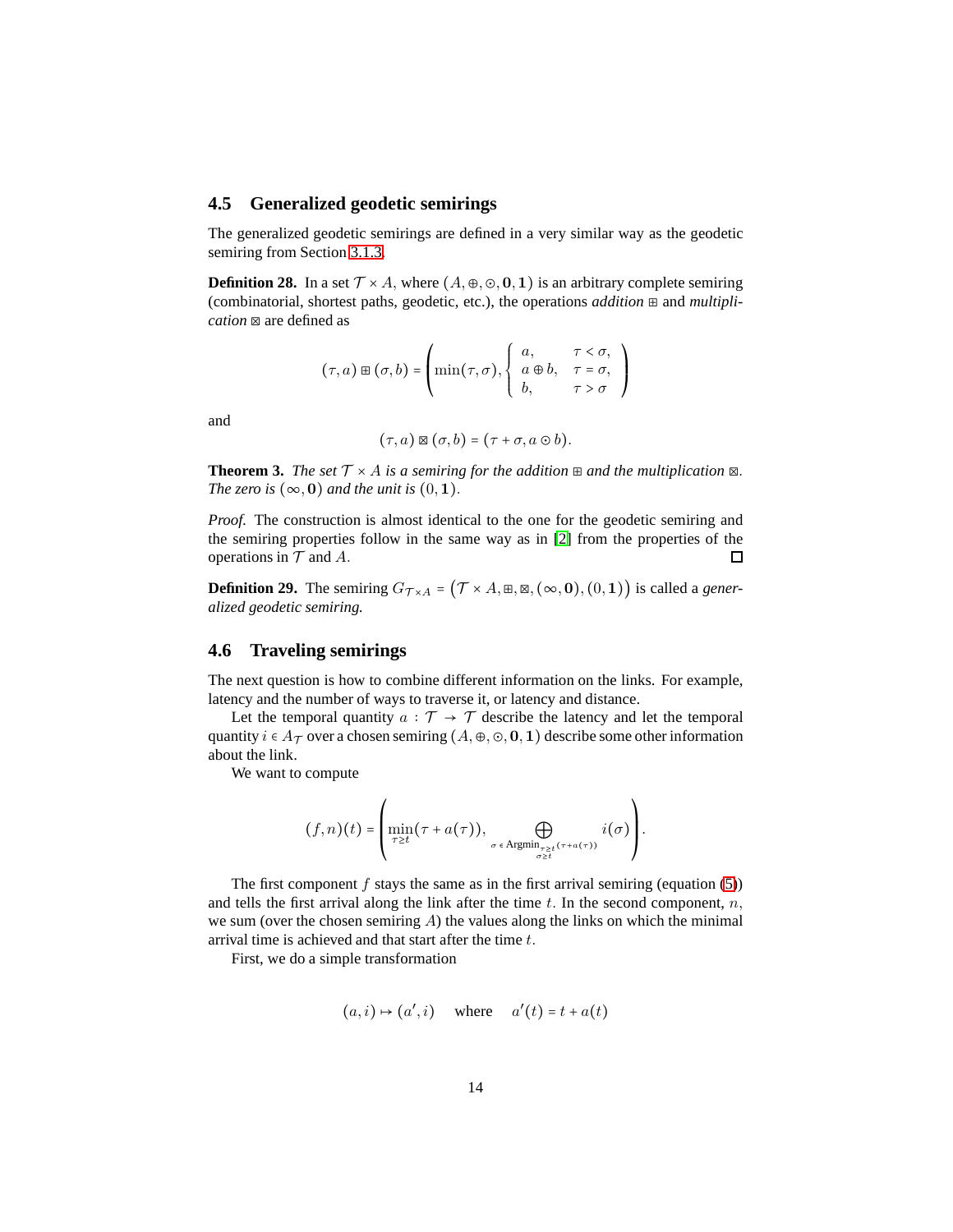## 4.5 Generalized geodetic semirings

The generalized geodetic semirings are defined in a very similar way as the geodetic semiring from Section 3.1.3.

**Definition 28.** In a set $\mathcal{T} \times A$, where $(A, \oplus, \odot, \mathbf{0}, \mathbf{1})$ is an arbitrary complete semiring (combinatorial, shortest paths, geodetic, etc.), the operations *addition* $\boxplus$ and *multiplication* $\boxtimes$ are defined as

$$(\tau, a) \boxplus (\sigma, b) = \left( \min(\tau, \sigma), \begin{cases} a, & \tau < \sigma, \\ a \oplus b, & \tau = \sigma, \\ b, & \tau > \sigma \end{cases} \right)$$

and

$$(\tau, a) \boxtimes (\sigma, b) = (\tau + \sigma, a \odot b).$$

**Theorem 3.** *The set $\mathcal{T} \times A$ is a semiring for the addition $\boxplus$ and the multiplication $\boxtimes$. The zero is $(\infty, \mathbf{0})$ and the unit is $(0, \mathbf{1})$.*

*Proof.* The construction is almost identical to the one for the geodetic semiring and the semiring properties follow in the same way as in [2] from the properties of the operations in $\mathcal{T}$ and $A$. $\square$

**Definition 29.** The semiring $G_{\mathcal{T} \times A} = \left(\mathcal{T} \times A, \boxplus, \boxtimes, (\infty, \mathbf{0}), (0, \mathbf{1})\right)$ is called a *generalized geodetic semiring.*

## 4.6 Traveling semirings

The next question is how to combine different information on the links. For example, latency and the number of ways to traverse it, or latency and distance.

Let the temporal quantity $a : \mathcal{T} \to \mathcal{T}$ describe the latency and let the temporal quantity $i \in A_{\mathcal{T}}$ over a chosen semiring $(A, \oplus, \odot, \mathbf{0}, \mathbf{1})$ describe some other information about the link.

We want to compute

$$(f, n)(t) = \left( \min_{\tau \geq t}(\tau + a(\tau)), \bigoplus_{\sigma \in \text{Argmin}_{\substack{\tau \geq t \\ \sigma \geq t}}(\tau + a(\tau))} i(\sigma) \right).$$

The first component $f$ stays the same as in the first arrival semiring (equation (5)) and tells the first arrival along the link after the time $t$. In the second component, $n$, we sum (over the chosen semiring $A$) the values along the links on which the minimal arrival time is achieved and that start after the time $t$.

First, we do a simple transformation

$$(a, i) \mapsto (a', i) \quad \text{where} \quad a'(t) = t + a(t)$$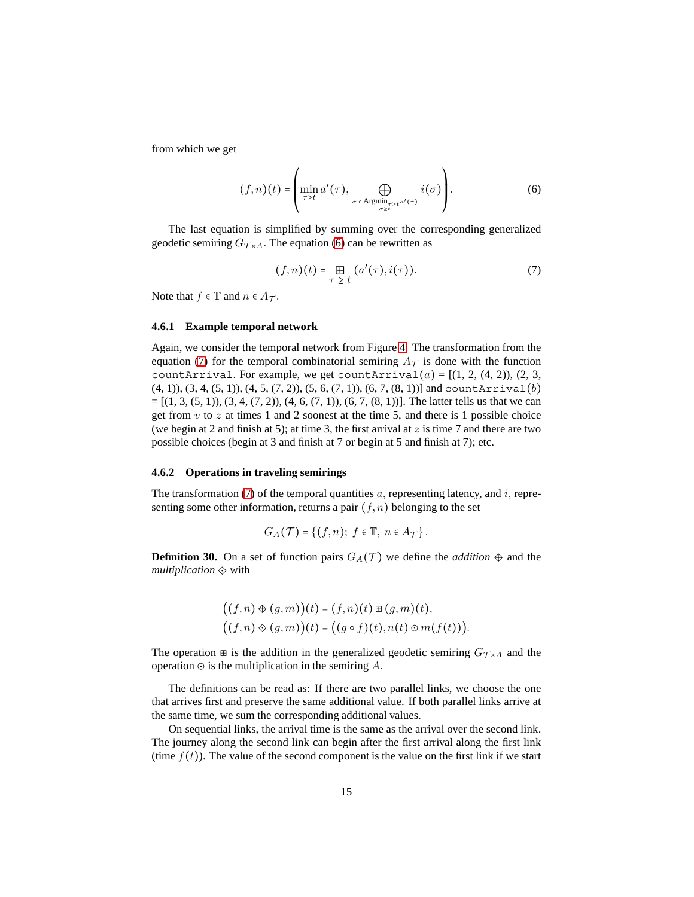from which we get

$$(f,n)(t) = \left( \min_{\tau \geq t} a'(\tau), \bigoplus_{\sigma \in \mathrm{Argmin}_{\substack{\tau \geq t \\ \sigma \geq t}} a'(\tau)} i(\sigma) \right). \tag{6}$$

The last equation is simplified by summing over the corresponding generalized geodetic semiring $G_{\mathcal{T}\times A}$. The equation (6) can be rewritten as

$$(f,n)(t) = \boxplus_{\tau \geq t} (a'(\tau), i(\tau)). \tag{7}$$

Note that $f \in \mathbb{T}$ and $n \in A_{\mathcal{T}}$.

### 4.6.1 Example temporal network

Again, we consider the temporal network from Figure 4. The transformation from the equation (7) for the temporal combinatorial semiring $A_{\mathcal{T}}$ is done with the function `countArrival`. For example, we get `countArrival`$(a)$ = [(1, 2, (4, 2)), (2, 3, (4, 1)), (3, 4, (5, 1)), (4, 5, (7, 2)), (5, 6, (7, 1)), (6, 7, (8, 1))] and `countArrival`$(b)$ = [(1, 3, (5, 1)), (3, 4, (7, 2)), (4, 6, (7, 1)), (6, 7, (8, 1))]. The latter tells us that we can get from $v$ to $z$ at times 1 and 2 soonest at the time 5, and there is 1 possible choice (we begin at 2 and finish at 5); at time 3, the first arrival at $z$ is time 7 and there are two possible choices (begin at 3 and finish at 7 or begin at 5 and finish at 7); etc.

### 4.6.2 Operations in traveling semirings

The transformation (7) of the temporal quantities $a$, representing latency, and $i$, representing some other information, returns a pair $(f,n)$ belonging to the set

$$G_A(\mathcal{T}) = \{(f,n);\ f \in \mathbb{T},\ n \in A_{\mathcal{T}}\}.$$

**Definition 30.** On a set of function pairs $G_A(\mathcal{T})$ we define the *addition* $\oplus$ and the *multiplication* $\diamond$ with

$$\big((f,n) \oplus (g,m)\big)(t) = (f,n)(t) \boxplus (g,m)(t),$$
$$\big((f,n) \diamond (g,m)\big)(t) = \big((g \circ f)(t), n(t) \odot m(f(t))\big).$$

The operation $\boxplus$ is the addition in the generalized geodetic semiring $G_{\mathcal{T}\times A}$ and the operation $\odot$ is the multiplication in the semiring $A$.

The definitions can be read as: If there are two parallel links, we choose the one that arrives first and preserve the same additional value. If both parallel links arrive at the same time, we sum the corresponding additional values.

On sequential links, the arrival time is the same as the arrival over the second link. The journey along the second link can begin after the first arrival along the first link (time $f(t)$). The value of the second component is the value on the first link if we start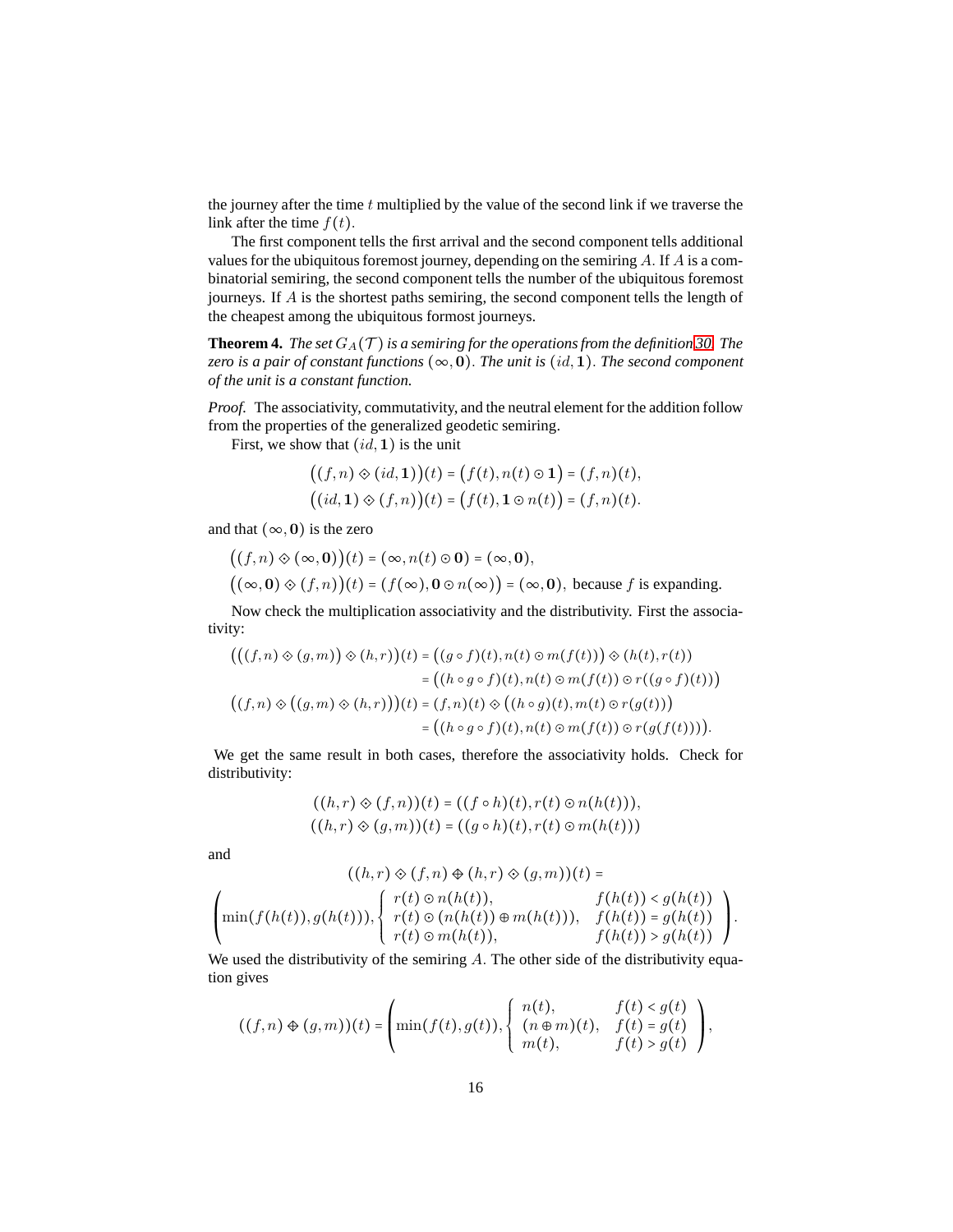the journey after the time $t$ multiplied by the value of the second link if we traverse the link after the time $f(t)$.

The first component tells the first arrival and the second component tells additional values for the ubiquitous foremost journey, depending on the semiring $A$. If $A$ is a combinatorial semiring, the second component tells the number of the ubiquitous foremost journeys. If $A$ is the shortest paths semiring, the second component tells the length of the cheapest among the ubiquitous formost journeys.

**Theorem 4.** *The set $G_A(\mathcal{T})$ is a semiring for the operations from the definition 30. The zero is a pair of constant functions $(\infty, \mathbf{0})$. The unit is $(id, \mathbf{1})$. The second component of the unit is a constant function.*

*Proof.* The associativity, commutativity, and the neutral element for the addition follow from the properties of the generalized geodetic semiring.

First, we show that $(id, \mathbf{1})$ is the unit

$$\big((f,n) \otimes (id, \mathbf{1})\big)(t) = \big(f(t), n(t) \odot \mathbf{1}\big) = (f,n)(t),$$
$$\big((id, \mathbf{1}) \otimes (f,n)\big)(t) = \big(f(t), \mathbf{1} \odot n(t)\big) = (f,n)(t).$$

and that $(\infty, \mathbf{0})$ is the zero

$$\big((f,n) \otimes (\infty, \mathbf{0})\big)(t) = (\infty, n(t) \odot \mathbf{0}) = (\infty, \mathbf{0}),$$
$$\big((\infty, \mathbf{0}) \otimes (f,n)\big)(t) = \big(f(\infty), \mathbf{0} \odot n(\infty)\big) = (\infty, \mathbf{0}), \text{ because } f \text{ is expanding.}$$

Now check the multiplication associativity and the distributivity. First the associativity:

$$\begin{aligned}
\big(\big((f,n) \otimes (g,m)\big) \otimes (h,r)\big)(t) &= \big((g \circ f)(t), n(t) \odot m(f(t))\big) \otimes (h(t), r(t)) \\
&= \big((h \circ g \circ f)(t), n(t) \odot m(f(t)) \odot r((g \circ f)(t))\big) \\
\big((f,n) \otimes \big((g,m) \otimes (h,r)\big)\big)(t) &= (f,n)(t) \otimes \big((h \circ g)(t), m(t) \odot r(g(t))\big) \\
&= \big((h \circ g \circ f)(t), n(t) \odot m(f(t)) \odot r(g(f(t)))\big).
\end{aligned}$$

We get the same result in both cases, therefore the associativity holds. Check for distributivity:

$$((h,r) \otimes (f,n))(t) = ((f \circ h)(t), r(t) \odot n(h(t))),$$
$$((h,r) \otimes (g,m))(t) = ((g \circ h)(t), r(t) \odot m(h(t)))$$

and

$$((h,r) \otimes (f,n) \oplus (h,r) \otimes (g,m))(t) =$$
$$\left(\min(f(h(t)), g(h(t))), \begin{cases} r(t) \odot n(h(t)), & f(h(t)) < g(h(t)) \\ r(t) \odot (n(h(t)) \oplus m(h(t))), & f(h(t)) = g(h(t)) \\ r(t) \odot m(h(t)), & f(h(t)) > g(h(t)) \end{cases}\right).$$

We used the distributivity of the semiring $A$. The other side of the distributivity equation gives

$$((f,n) \oplus (g,m))(t) = \left(\min(f(t), g(t)), \begin{cases} n(t), & f(t) < g(t) \\ (n \oplus m)(t), & f(t) = g(t) \\ m(t), & f(t) > g(t) \end{cases}\right),$$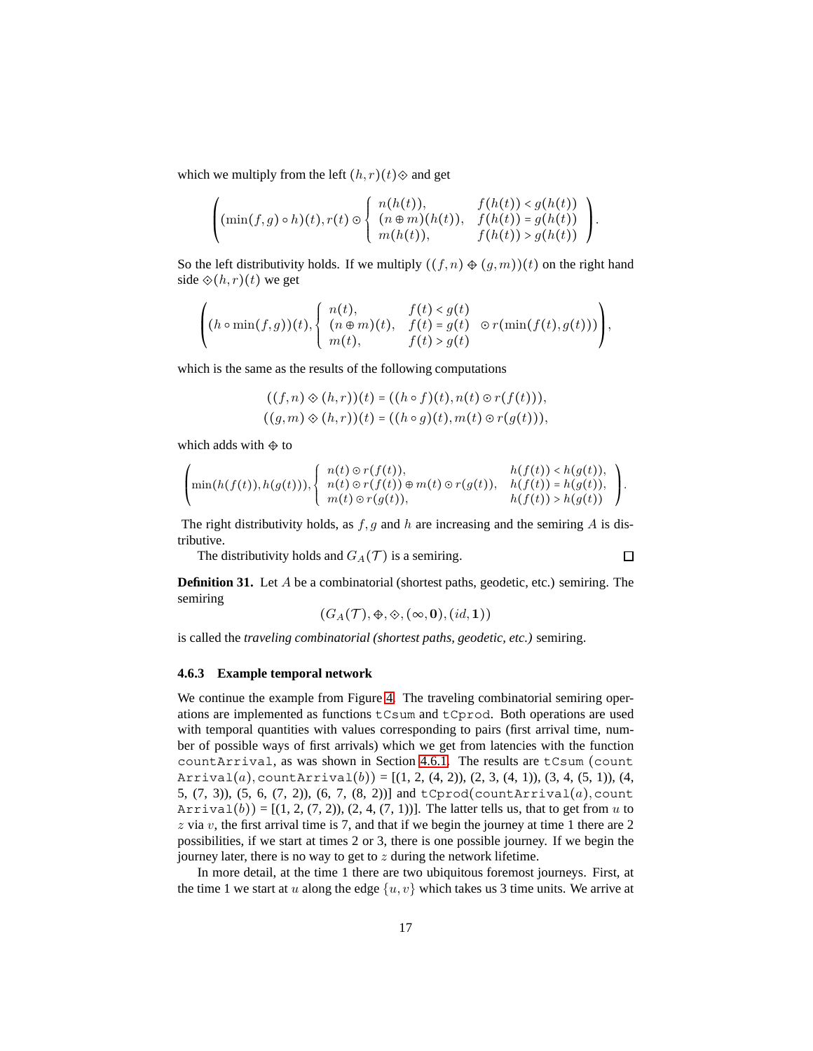which we multiply from the left $(h, r)(t)\diamond$ and get

$$\left( (\min(f,g) \circ h)(t), r(t) \odot \begin{cases} n(h(t)), & f(h(t)) < g(h(t)) \\ (n \oplus m)(h(t)), & f(h(t)) = g(h(t)) \\ m(h(t)), & f(h(t)) > g(h(t)) \end{cases} \right).$$

So the left distributivity holds. If we multiply $((f, n) \oplus (g, m))(t)$ on the right hand side $\diamond(h, r)(t)$ we get

$$\left( (h \circ \min(f,g))(t), \begin{cases} n(t), & f(t) < g(t) \\ (n \oplus m)(t), & f(t) = g(t) \\ m(t), & f(t) > g(t) \end{cases} \odot r(\min(f(t), g(t))) \right),$$

which is the same as the results of the following computations

$$((f,n) \diamond (h,r))(t) = ((h \circ f)(t), n(t) \odot r(f(t))),$$
$$((g,m) \diamond (h,r))(t) = ((h \circ g)(t), m(t) \odot r(g(t))),$$

which adds with $\oplus$ to

$$\left( \min(h(f(t)), h(g(t))), \begin{cases} n(t) \odot r(f(t)), & h(f(t)) < h(g(t)), \\ n(t) \odot r(f(t)) \oplus m(t) \odot r(g(t)), & h(f(t)) = h(g(t)), \\ m(t) \odot r(g(t)), & h(f(t)) > h(g(t)) \end{cases} \right).$$

The right distributivity holds, as $f, g$ and $h$ are increasing and the semiring $A$ is distributive.

The distributivity holds and $G_A(\mathcal{T})$ is a semiring. □

**Definition 31.** Let $A$ be a combinatorial (shortest paths, geodetic, etc.) semiring. The semiring

$$(G_A(\mathcal{T}), \oplus, \diamond, (\infty, \mathbf{0}), (id, \mathbf{1}))$$

is called the *traveling combinatorial (shortest paths, geodetic, etc.)* semiring.

### 4.6.3 Example temporal network

We continue the example from Figure 4. The traveling combinatorial semiring operations are implemented as functions `tCsum` and `tCprod`. Both operations are used with temporal quantities with values corresponding to pairs (first arrival time, number of possible ways of first arrivals) which we get from latencies with the function `countArrival`, as was shown in Section 4.6.1. The results are `tCsum`(`countArrival`($a$), `countArrival`($b$)) = [(1, 2, (4, 2)), (2, 3, (4, 1)), (3, 4, (5, 1)), (4, 5, (7, 3)), (5, 6, (7, 2)), (6, 7, (8, 2))] and `tCprod`(`countArrival`($a$), `countArrival`($b$)) = [(1, 2, (7, 2)), (2, 4, (7, 1))]. The latter tells us, that to get from $u$ to $z$ via $v$, the first arrival time is 7, and that if we begin the journey at time 1 there are 2 possibilities, if we start at times 2 or 3, there is one possible journey. If we begin the journey later, there is no way to get to $z$ during the network lifetime.

In more detail, at the time 1 there are two ubiquitous foremost journeys. First, at the time 1 we start at $u$ along the edge $\{u, v\}$ which takes us 3 time units. We arrive at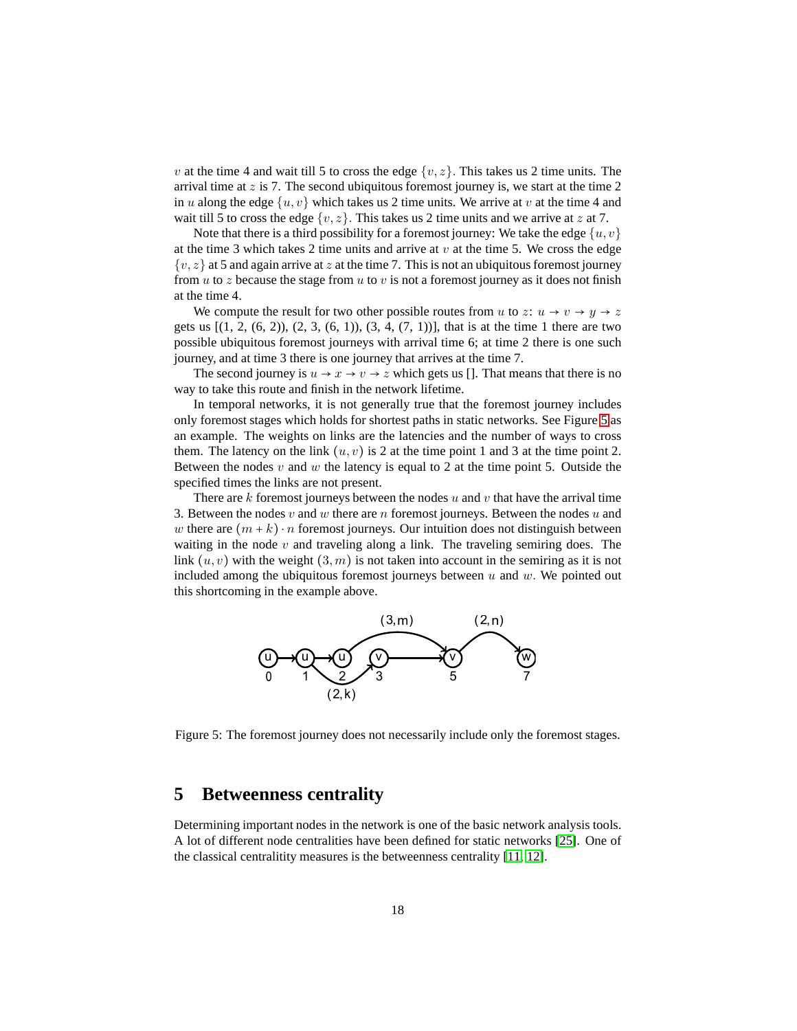$v$ at the time 4 and wait till 5 to cross the edge $\{v, z\}$. This takes us 2 time units. The arrival time at $z$ is 7. The second ubiquitous foremost journey is, we start at the time 2 in $u$ along the edge $\{u, v\}$ which takes us 2 time units. We arrive at $v$ at the time 4 and wait till 5 to cross the edge $\{v, z\}$. This takes us 2 time units and we arrive at $z$ at 7.

Note that there is a third possibility for a foremost journey: We take the edge $\{u, v\}$ at the time 3 which takes 2 time units and arrive at $v$ at the time 5. We cross the edge $\{v, z\}$ at 5 and again arrive at $z$ at the time 7. This is not an ubiquitous foremost journey from $u$ to $z$ because the stage from $u$ to $v$ is not a foremost journey as it does not finish at the time 4.

We compute the result for two other possible routes from $u$ to $z$: $u \to v \to y \to z$ gets us [(1, 2, (6, 2)), (2, 3, (6, 1)), (3, 4, (7, 1))], that is at the time 1 there are two possible ubiquitous foremost journeys with arrival time 6; at time 2 there is one such journey, and at time 3 there is one journey that arrives at the time 7.

The second journey is $u \to x \to v \to z$ which gets us []. That means that there is no way to take this route and finish in the network lifetime.

In temporal networks, it is not generally true that the foremost journey includes only foremost stages which holds for shortest paths in static networks. See Figure 5 as an example. The weights on links are the latencies and the number of ways to cross them. The latency on the link $(u, v)$ is 2 at the time point 1 and 3 at the time point 2. Between the nodes $v$ and $w$ the latency is equal to 2 at the time point 5. Outside the specified times the links are not present.

There are $k$ foremost journeys between the nodes $u$ and $v$ that have the arrival time 3. Between the nodes $v$ and $w$ there are $n$ foremost journeys. Between the nodes $u$ and $w$ there are $(m + k) \cdot n$ foremost journeys. Our intuition does not distinguish between waiting in the node $v$ and traveling along a link. The traveling semiring does. The link $(u, v)$ with the weight $(3, m)$ is not taken into account in the semiring as it is not included among the ubiquitous foremost journeys between $u$ and $w$. We pointed out this shortcoming in the example above.

Figure 5: The foremost journey does not necessarily include only the foremost stages.

## 5 Betweenness centrality

Determining important nodes in the network is one of the basic network analysis tools. A lot of different node centralities have been defined for static networks [25]. One of the classical centralitity measures is the betweenness centrality [11, 12].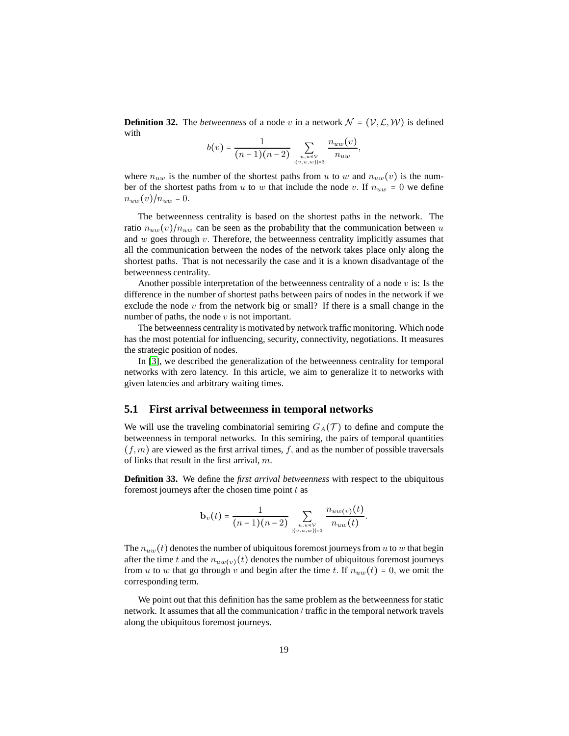**Definition 32.** The *betweenness* of a node $v$ in a network $\mathcal{N} = (\mathcal{V}, \mathcal{L}, \mathcal{W})$ is defined with

$$b(v) = \frac{1}{(n-1)(n-2)} \sum_{\substack{u,w \in \mathcal{V} \\ |\{v,u,w\}|=3}} \frac{n_{uw}(v)}{n_{uw}},$$

where $n_{uw}$ is the number of the shortest paths from $u$ to $w$ and $n_{uw}(v)$ is the number of the shortest paths from $u$ to $w$ that include the node $v$. If $n_{uw} = 0$ we define $n_{uw}(v)/n_{uw} = 0$.

The betweenness centrality is based on the shortest paths in the network. The ratio $n_{uw}(v)/n_{uw}$ can be seen as the probability that the communication between $u$ and $w$ goes through $v$. Therefore, the betweenness centrality implicitly assumes that all the communication between the nodes of the network takes place only along the shortest paths. That is not necessarily the case and it is a known disadvantage of the betweenness centrality.

Another possible interpretation of the betweenness centrality of a node $v$ is: Is the difference in the number of shortest paths between pairs of nodes in the network if we exclude the node $v$ from the network big or small? If there is a small change in the number of paths, the node $v$ is not important.

The betweenness centrality is motivated by network traffic monitoring. Which node has the most potential for influencing, security, connectivity, negotiations. It measures the strategic position of nodes.

In [3], we described the generalization of the betweenness centrality for temporal networks with zero latency. In this article, we aim to generalize it to networks with given latencies and arbitrary waiting times.

## 5.1 First arrival betweenness in temporal networks

We will use the traveling combinatorial semiring $G_A(\mathcal{T})$ to define and compute the betweenness in temporal networks. In this semiring, the pairs of temporal quantities $(f, m)$ are viewed as the first arrival times, $f$, and as the number of possible traversals of links that result in the first arrival, $m$.

**Definition 33.** We define the *first arrival betweenness* with respect to the ubiquitous foremost journeys after the chosen time point $t$ as

$$\mathbf{b}_v(t) = \frac{1}{(n-1)(n-2)} \sum_{\substack{u,w \in \mathcal{V} \\ |\{v,u,w\}|=3}} \frac{n_{uw(v)}(t)}{n_{uw}(t)}.$$

The $n_{uw}(t)$ denotes the number of ubiquitous foremost journeys from $u$ to $w$ that begin after the time $t$ and the $n_{uw(v)}(t)$ denotes the number of ubiquitous foremost journeys from $u$ to $w$ that go through $v$ and begin after the time $t$. If $n_{uw}(t) = 0$, we omit the corresponding term.

We point out that this definition has the same problem as the betweenness for static network. It assumes that all the communication / traffic in the temporal network travels along the ubiquitous foremost journeys.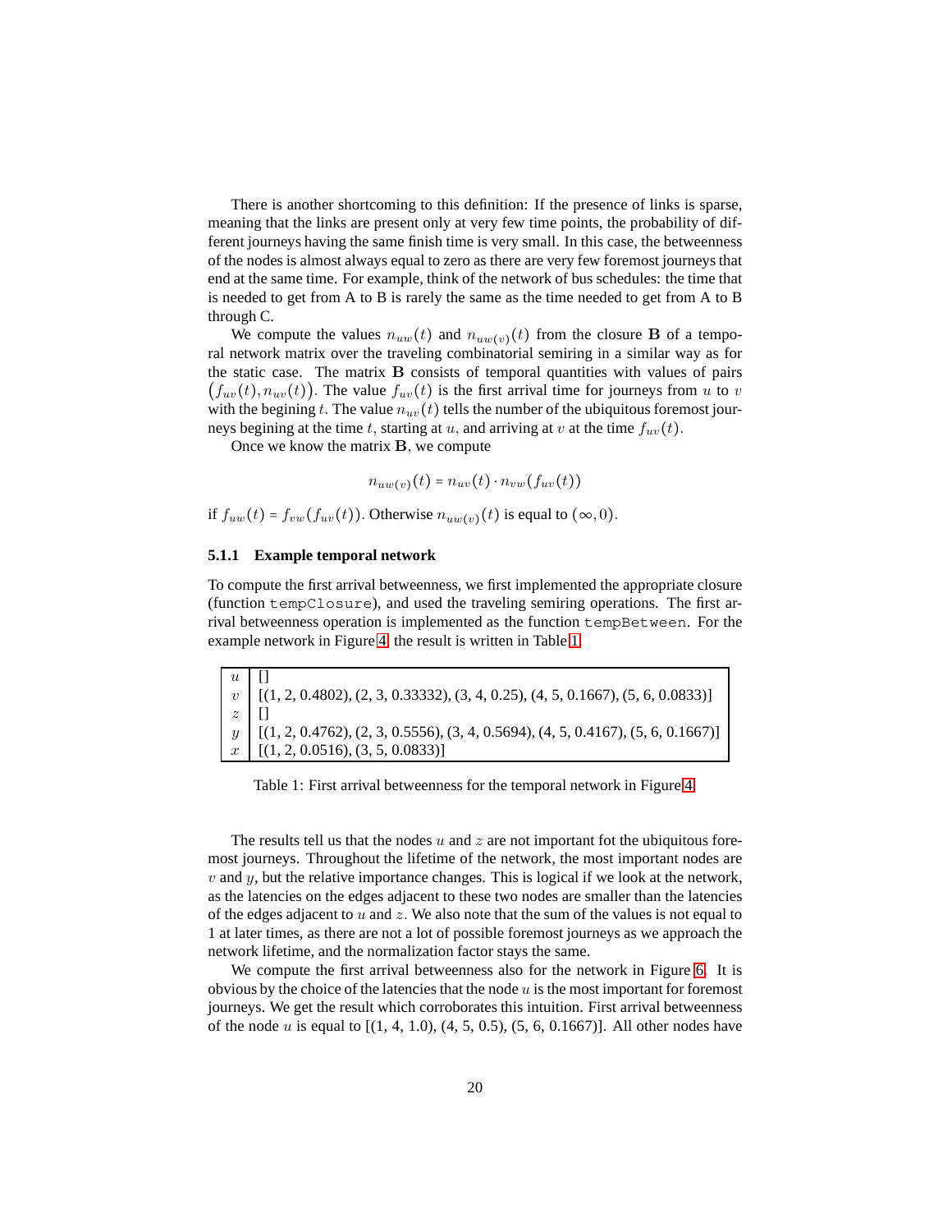There is another shortcoming to this definition: If the presence of links is sparse, meaning that the links are present only at very few time points, the probability of different journeys having the same finish time is very small. In this case, the betweenness of the nodes is almost always equal to zero as there are very few foremost journeys that end at the same time. For example, think of the network of bus schedules: the time that is needed to get from A to B is rarely the same as the time needed to get from A to B through C.

We compute the values $n_{uw}(t)$ and $n_{uw(v)}(t)$ from the closure $\mathbf{B}$ of a temporal network matrix over the traveling combinatorial semiring in a similar way as for the static case. The matrix $\mathbf{B}$ consists of temporal quantities with values of pairs $\big(f_{uv}(t), n_{uv}(t)\big)$. The value $f_{uv}(t)$ is the first arrival time for journeys from $u$ to $v$ with the begining $t$. The value $n_{uv}(t)$ tells the number of the ubiquitous foremost journeys begining at the time $t$, starting at $u$, and arriving at $v$ at the time $f_{uv}(t)$.

Once we know the matrix $\mathbf{B}$, we compute

$$n_{uw(v)}(t) = n_{uv}(t) \cdot n_{vw}(f_{uv}(t))$$

if $f_{uw}(t) = f_{vw}(f_{uv}(t))$. Otherwise $n_{uw(v)}(t)$ is equal to $(\infty, 0)$.

#### 5.1.1 Example temporal network

To compute the first arrival betweenness, we first implemented the appropriate closure (function `tempClosure`), and used the traveling semiring operations. The first arrival betweenness operation is implemented as the function `tempBetween`. For the example network in Figure 4, the result is written in Table 1.

| | |
|---|---|
| $u$ | [] |
| $v$ | [(1, 2, 0.4802), (2, 3, 0.33332), (3, 4, 0.25), (4, 5, 0.1667), (5, 6, 0.0833)] |
| $z$ | [] |
| $y$ | [(1, 2, 0.4762), (2, 3, 0.5556), (3, 4, 0.5694), (4, 5, 0.4167), (5, 6, 0.1667)] |
| $x$ | [(1, 2, 0.0516), (3, 5, 0.0833)] |

Table 1: First arrival betweenness for the temporal network in Figure 4

The results tell us that the nodes $u$ and $z$ are not important fot the ubiquitous foremost journeys. Throughout the lifetime of the network, the most important nodes are $v$ and $y$, but the relative importance changes. This is logical if we look at the network, as the latencies on the edges adjacent to these two nodes are smaller than the latencies of the edges adjacent to $u$ and $z$. We also note that the sum of the values is not equal to 1 at later times, as there are not a lot of possible foremost journeys as we approach the network lifetime, and the normalization factor stays the same.

We compute the first arrival betweenness also for the network in Figure 6. It is obvious by the choice of the latencies that the node $u$ is the most important for foremost journeys. We get the result which corroborates this intuition. First arrival betweenness of the node $u$ is equal to [(1, 4, 1.0), (4, 5, 0.5), (5, 6, 0.1667)]. All other nodes have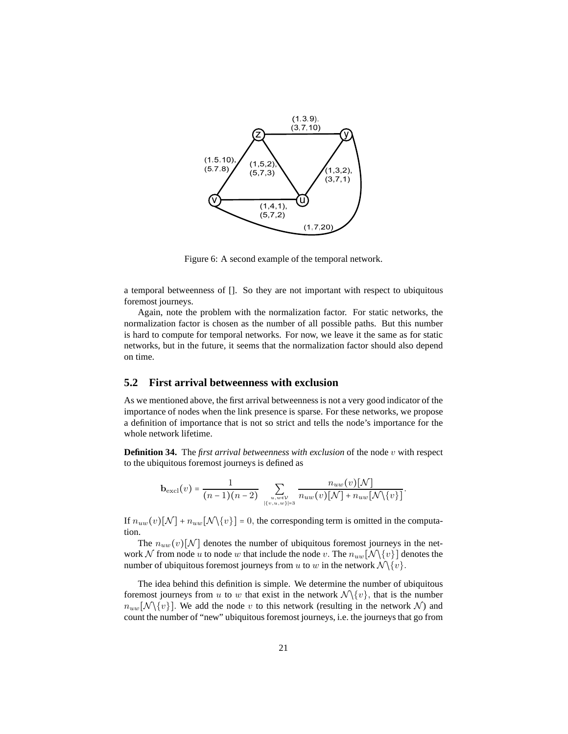Figure 6: A second example of the temporal network.

a temporal betweenness of []. So they are not important with respect to ubiquitous foremost journeys.

Again, note the problem with the normalization factor. For static networks, the normalization factor is chosen as the number of all possible paths. But this number is hard to compute for temporal networks. For now, we leave it the same as for static networks, but in the future, it seems that the normalization factor should also depend on time.

## 5.2 First arrival betweenness with exclusion

As we mentioned above, the first arrival betweenness is not a very good indicator of the importance of nodes when the link presence is sparse. For these networks, we propose a definition of importance that is not so strict and tells the node's importance for the whole network lifetime.

**Definition 34.** The *first arrival betweenness with exclusion* of the node $v$ with respect to the ubiquitous foremost journeys is defined as

$$\mathbf{b}_{\text{excl}}(v) = \frac{1}{(n-1)(n-2)} \sum_{\substack{u,w \in \mathcal{V} \\ |\{v,u,w\}|=3}} \frac{n_{uw}(v)[\mathcal{N}]}{n_{uw}(v)[\mathcal{N}] + n_{uw}[\mathcal{N}\setminus\{v\}]}.$$

If $n_{uw}(v)[\mathcal{N}] + n_{uw}[\mathcal{N}\setminus\{v\}] = 0$, the corresponding term is omitted in the computation.

The $n_{uw}(v)[\mathcal{N}]$ denotes the number of ubiquitous foremost journeys in the network $\mathcal{N}$ from node $u$ to node $w$ that include the node $v$. The $n_{uw}[\mathcal{N}\setminus\{v\}]$ denotes the number of ubiquitous foremost journeys from $u$ to $w$ in the network $\mathcal{N}\setminus\{v\}$.

The idea behind this definition is simple. We determine the number of ubiquitous foremost journeys from $u$ to $w$ that exist in the network $\mathcal{N}\setminus\{v\}$, that is the number $n_{uw}[\mathcal{N}\setminus\{v\}]$. We add the node $v$ to this network (resulting in the network $\mathcal{N}$) and count the number of "new" ubiquitous foremost journeys, i.e. the journeys that go from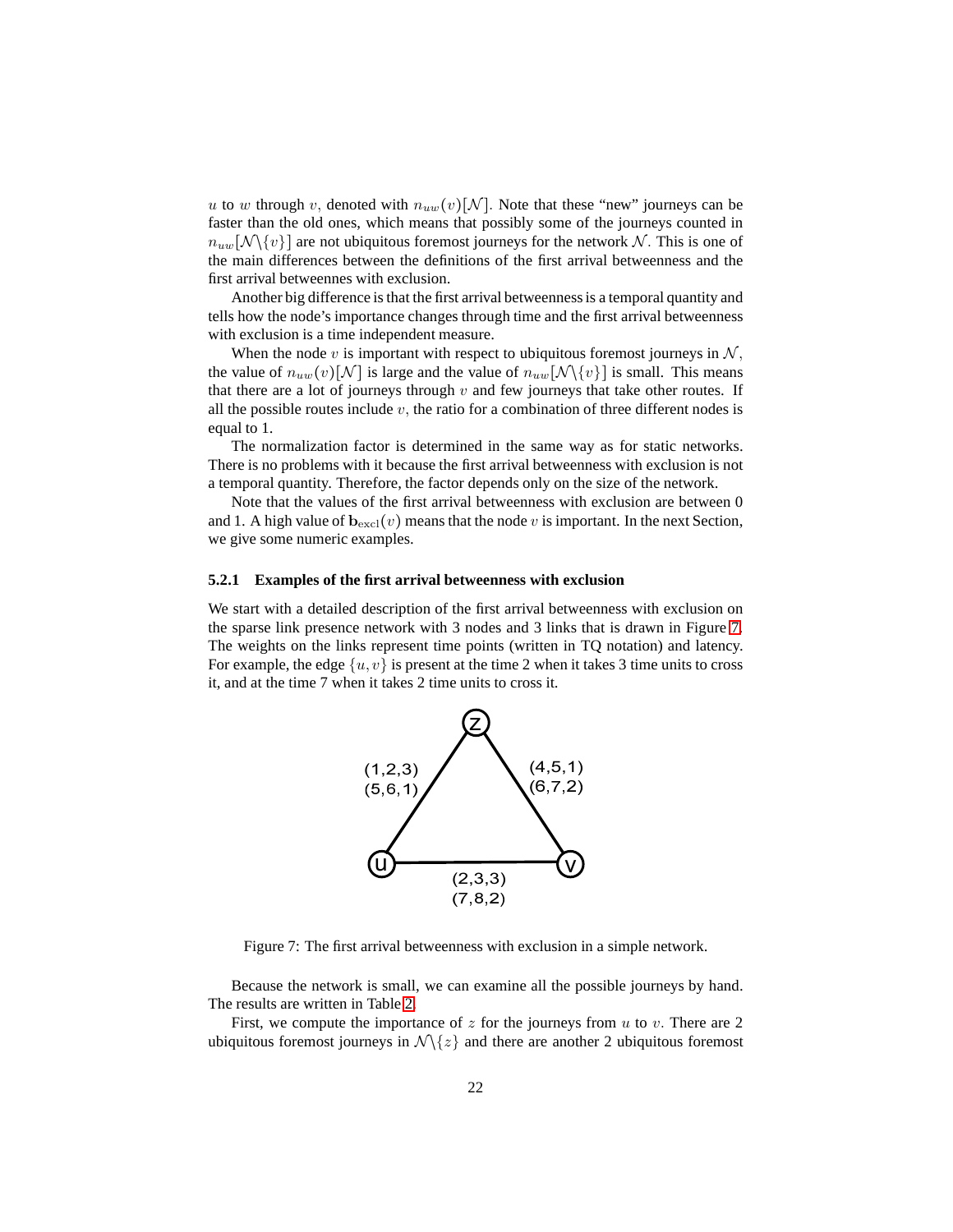$u$ to $w$ through $v$, denoted with $n_{uw}(v)[\mathcal{N}]$. Note that these "new" journeys can be faster than the old ones, which means that possibly some of the journeys counted in $n_{uw}[\mathcal{N}\backslash\{v\}]$ are not ubiquitous foremost journeys for the network $\mathcal{N}$. This is one of the main differences between the definitions of the first arrival betweenness and the first arrival betweennes with exclusion.

Another big difference is that the first arrival betweenness is a temporal quantity and tells how the node's importance changes through time and the first arrival betweenness with exclusion is a time independent measure.

When the node $v$ is important with respect to ubiquitous foremost journeys in $\mathcal{N}$, the value of $n_{uw}(v)[\mathcal{N}]$ is large and the value of $n_{uw}[\mathcal{N}\backslash\{v\}]$ is small. This means that there are a lot of journeys through $v$ and few journeys that take other routes. If all the possible routes include $v$, the ratio for a combination of three different nodes is equal to 1.

The normalization factor is determined in the same way as for static networks. There is no problems with it because the first arrival betweenness with exclusion is not a temporal quantity. Therefore, the factor depends only on the size of the network.

Note that the values of the first arrival betweenness with exclusion are between 0 and 1. A high value of $\mathbf{b}_{\text{excl}}(v)$ means that the node $v$ is important. In the next Section, we give some numeric examples.

### 5.2.1 Examples of the first arrival betweenness with exclusion

We start with a detailed description of the first arrival betweenness with exclusion on the sparse link presence network with 3 nodes and 3 links that is drawn in Figure 7. The weights on the links represent time points (written in TQ notation) and latency. For example, the edge $\{u, v\}$ is present at the time 2 when it takes 3 time units to cross it, and at the time 7 when it takes 2 time units to cross it.

Figure 7: The first arrival betweenness with exclusion in a simple network.

Because the network is small, we can examine all the possible journeys by hand. The results are written in Table 2.

First, we compute the importance of $z$ for the journeys from $u$ to $v$. There are 2 ubiquitous foremost journeys in $\mathcal{N}\backslash\{z\}$ and there are another 2 ubiquitous foremost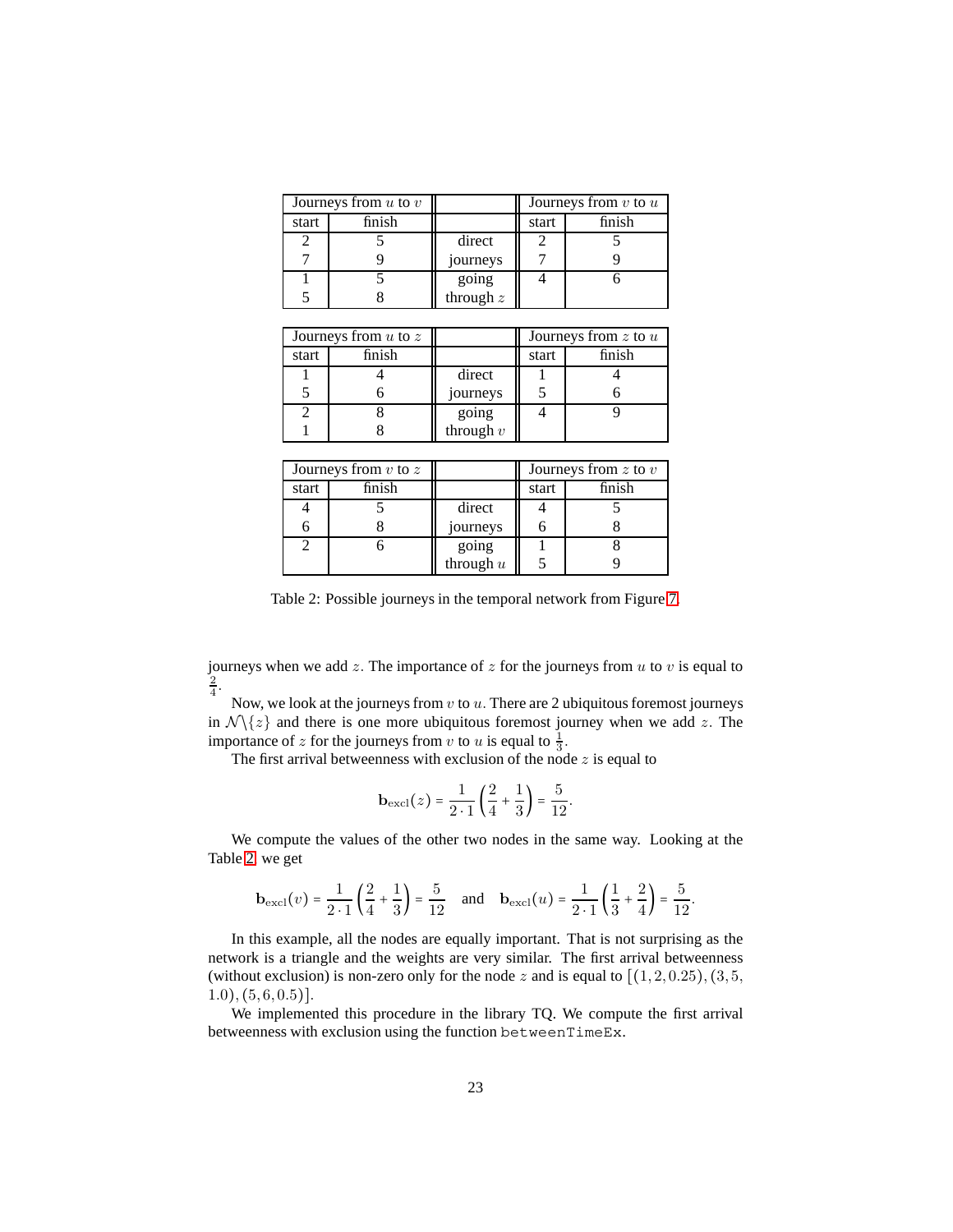| Journeys from $u$ to $v$ | | | Journeys from $v$ to $u$ | |
|---|---|---|---|---|
| start | finish | | start | finish |
| 2 | 5 | direct | 2 | 5 |
| 7 | 9 | journeys | 7 | 9 |
| 1 | 5 | going | 4 | 6 |
| 5 | 8 | through $z$ | | |

| Journeys from $u$ to $z$ | | | Journeys from $z$ to $u$ | |
|---|---|---|---|---|
| start | finish | | start | finish |
| 1 | 4 | direct | 1 | 4 |
| 5 | 6 | journeys | 5 | 6 |
| 2 | 8 | going | 4 | 9 |
| 1 | 8 | through $v$ | | |

| Journeys from $v$ to $z$ | | | Journeys from $z$ to $v$ | |
|---|---|---|---|---|
| start | finish | | start | finish |
| 4 | 5 | direct | 4 | 5 |
| 6 | 8 | journeys | 6 | 8 |
| 2 | 6 | going | 1 | 8 |
| | | through $u$ | 5 | 9 |

Table 2: Possible journeys in the temporal network from Figure 7.

journeys when we add $z$. The importance of $z$ for the journeys from $u$ to $v$ is equal to $\frac{2}{4}$.

Now, we look at the journeys from $v$ to $u$. There are 2 ubiquitous foremost journeys in $\mathcal{N}\backslash\{z\}$ and there is one more ubiquitous foremost journey when we add $z$. The importance of $z$ for the journeys from $v$ to $u$ is equal to $\frac{1}{3}$.

The first arrival betweenness with exclusion of the node $z$ is equal to

$$\mathbf{b}_{\mathrm{excl}}(z) = \frac{1}{2 \cdot 1}\left(\frac{2}{4} + \frac{1}{3}\right) = \frac{5}{12}.$$

We compute the values of the other two nodes in the same way. Looking at the Table 2, we get

$$\mathbf{b}_{\mathrm{excl}}(v) = \frac{1}{2 \cdot 1}\left(\frac{2}{4} + \frac{1}{3}\right) = \frac{5}{12} \quad \text{and} \quad \mathbf{b}_{\mathrm{excl}}(u) = \frac{1}{2 \cdot 1}\left(\frac{1}{3} + \frac{2}{4}\right) = \frac{5}{12}.$$

In this example, all the nodes are equally important. That is not surprising as the network is a triangle and the weights are very similar. The first arrival betweenness (without exclusion) is non-zero only for the node $z$ and is equal to $[(1, 2, 0.25), (3, 5, 1.0), (5, 6, 0.5)]$.

We implemented this procedure in the library TQ. We compute the first arrival betweenness with exclusion using the function `betweenTimeEx`.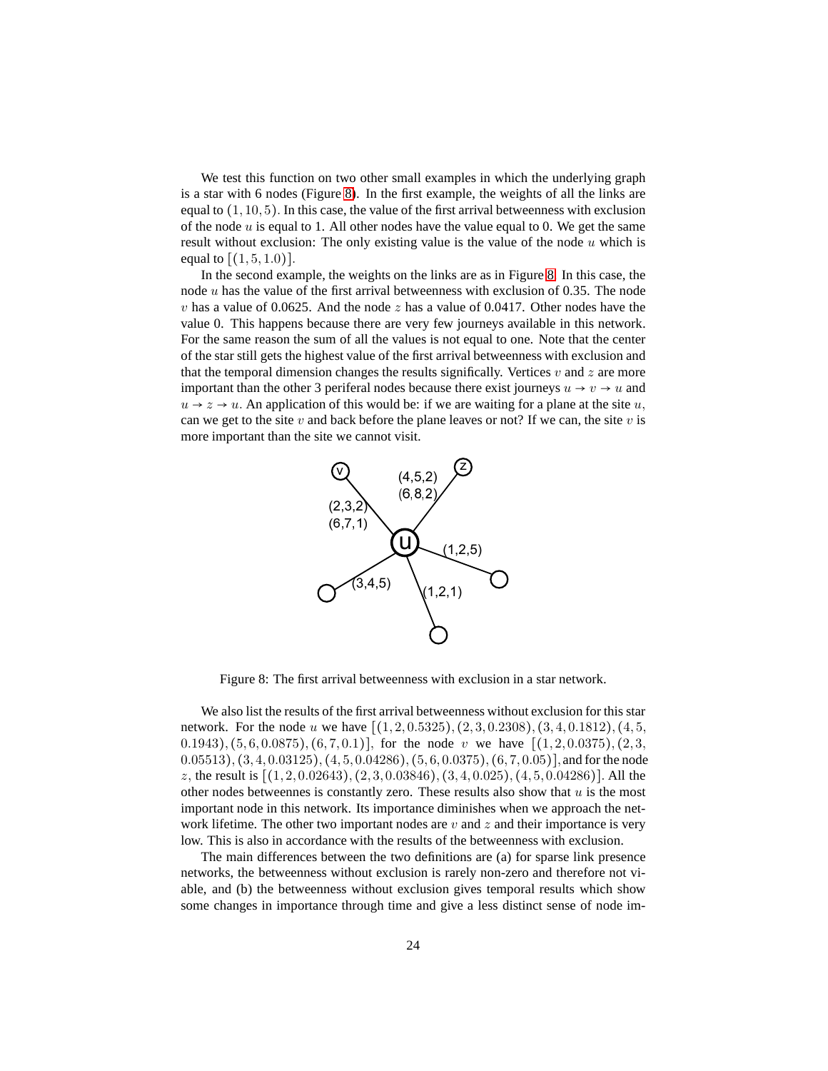We test this function on two other small examples in which the underlying graph is a star with 6 nodes (Figure 8). In the first example, the weights of all the links are equal to $(1, 10, 5)$. In this case, the value of the first arrival betweenness with exclusion of the node $u$ is equal to 1. All other nodes have the value equal to 0. We get the same result without exclusion: The only existing value is the value of the node $u$ which is equal to $[(1, 5, 1.0)]$.

In the second example, the weights on the links are as in Figure 8. In this case, the node $u$ has the value of the first arrival betweenness with exclusion of 0.35. The node $v$ has a value of 0.0625. And the node $z$ has a value of 0.0417. Other nodes have the value 0. This happens because there are very few journeys available in this network. For the same reason the sum of all the values is not equal to one. Note that the center of the star still gets the highest value of the first arrival betweenness with exclusion and that the temporal dimension changes the results significally. Vertices $v$ and $z$ are more important than the other 3 periferal nodes because there exist journeys $u \to v \to u$ and $u \to z \to u$. An application of this would be: if we are waiting for a plane at the site $u$, can we get to the site $v$ and back before the plane leaves or not? If we can, the site $v$ is more important than the site we cannot visit.

Figure 8: The first arrival betweenness with exclusion in a star network.

We also list the results of the first arrival betweenness without exclusion for this star network. For the node $u$ we have $[(1, 2, 0.5325), (2, 3, 0.2308), (3, 4, 0.1812), (4, 5, 0.1943), (5, 6, 0.0875), (6, 7, 0.1)]$, for the node $v$ we have $[(1, 2, 0.0375), (2, 3, 0.05513), (3, 4, 0.03125), (4, 5, 0.04286), (5, 6, 0.0375), (6, 7, 0.05)]$, and for the node $z$, the result is $[(1, 2, 0.02643), (2, 3, 0.03846), (3, 4, 0.025), (4, 5, 0.04286)]$. All the other nodes betweennes is constantly zero. These results also show that $u$ is the most important node in this network. Its importance diminishes when we approach the network lifetime. The other two important nodes are $v$ and $z$ and their importance is very low. This is also in accordance with the results of the betweenness with exclusion.

The main differences between the two definitions are (a) for sparse link presence networks, the betweenness without exclusion is rarely non-zero and therefore not viable, and (b) the betweenness without exclusion gives temporal results which show some changes in importance through time and give a less distinct sense of node im-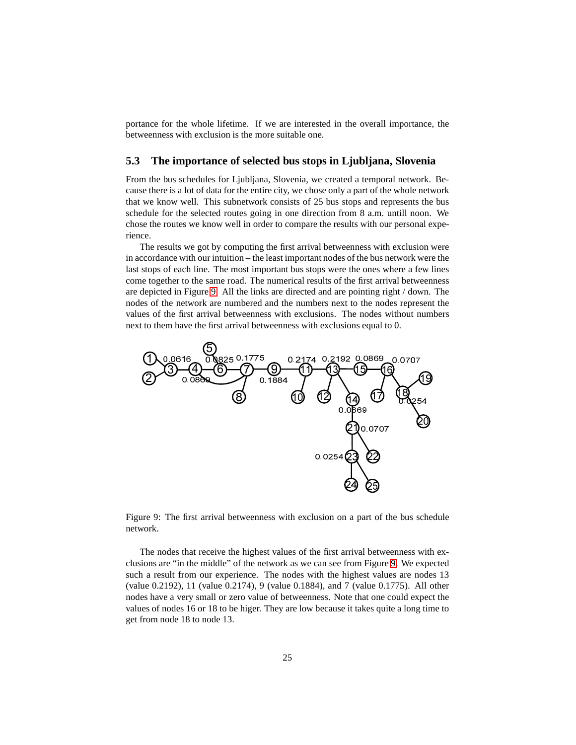portance for the whole lifetime. If we are interested in the overall importance, the betweenness with exclusion is the more suitable one.

### 5.3 The importance of selected bus stops in Ljubljana, Slovenia

From the bus schedules for Ljubljana, Slovenia, we created a temporal network. Because there is a lot of data for the entire city, we chose only a part of the whole network that we know well. This subnetwork consists of 25 bus stops and represents the bus schedule for the selected routes going in one direction from 8 a.m. untill noon. We chose the routes we know well in order to compare the results with our personal experience.

The results we got by computing the first arrival betweenness with exclusion were in accordance with our intuition – the least important nodes of the bus network were the last stops of each line. The most important bus stops were the ones where a few lines come together to the same road. The numerical results of the first arrival betweenness are depicted in Figure 9. All the links are directed and are pointing right / down. The nodes of the network are numbered and the numbers next to the nodes represent the values of the first arrival betweenness with exclusions. The nodes without numbers next to them have the first arrival betweenness with exclusions equal to 0.

Figure 9: The first arrival betweenness with exclusion on a part of the bus schedule network.

The nodes that receive the highest values of the first arrival betweenness with exclusions are "in the middle" of the network as we can see from Figure 9. We expected such a result from our experience. The nodes with the highest values are nodes 13 (value 0.2192), 11 (value 0.2174), 9 (value 0.1884), and 7 (value 0.1775). All other nodes have a very small or zero value of betweenness. Note that one could expect the values of nodes 16 or 18 to be higer. They are low because it takes quite a long time to get from node 18 to node 13.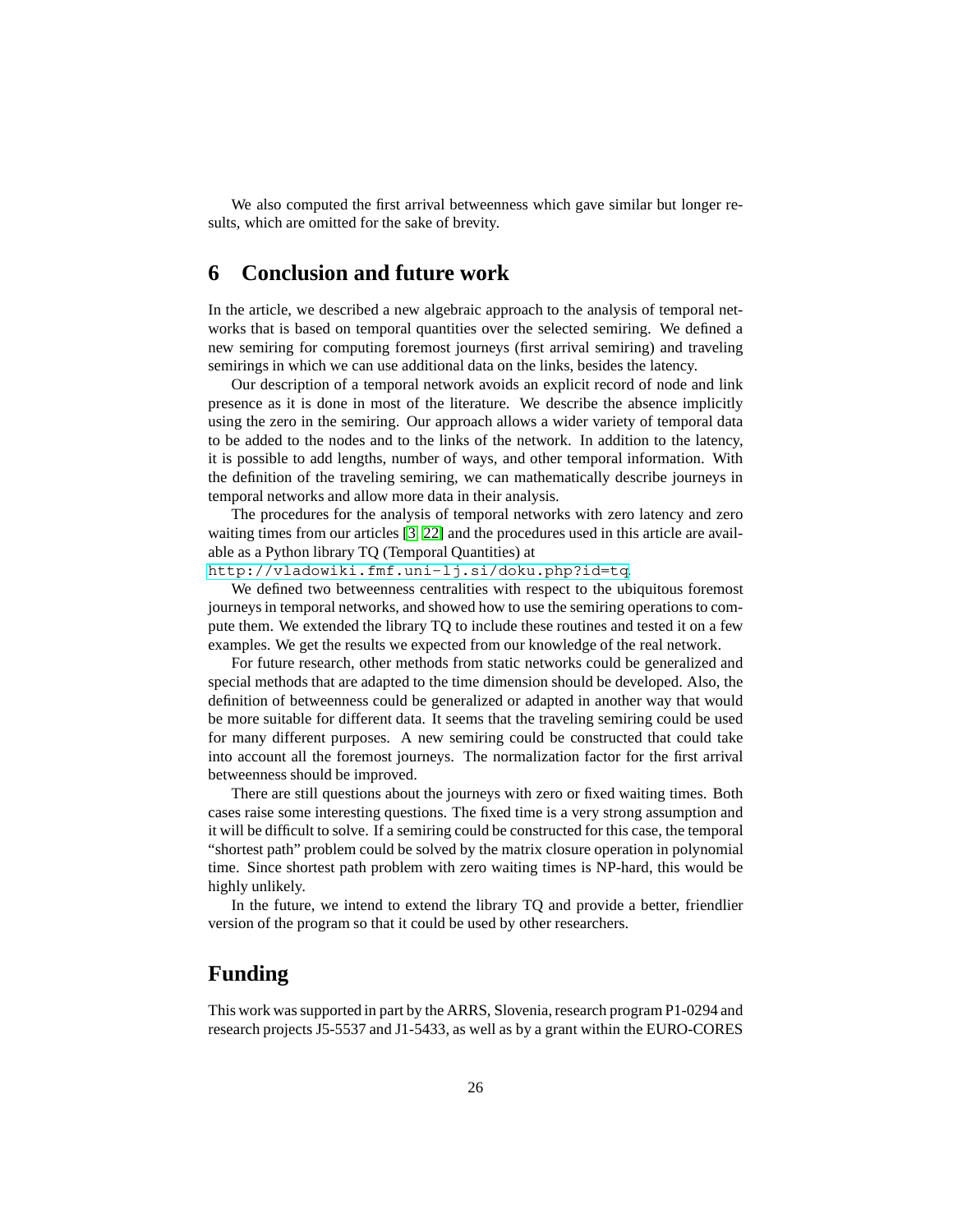We also computed the first arrival betweenness which gave similar but longer results, which are omitted for the sake of brevity.

# 6 Conclusion and future work

In the article, we described a new algebraic approach to the analysis of temporal networks that is based on temporal quantities over the selected semiring. We defined a new semiring for computing foremost journeys (first arrival semiring) and traveling semirings in which we can use additional data on the links, besides the latency.

Our description of a temporal network avoids an explicit record of node and link presence as it is done in most of the literature. We describe the absence implicitly using the zero in the semiring. Our approach allows a wider variety of temporal data to be added to the nodes and to the links of the network. In addition to the latency, it is possible to add lengths, number of ways, and other temporal information. With the definition of the traveling semiring, we can mathematically describe journeys in temporal networks and allow more data in their analysis.

The procedures for the analysis of temporal networks with zero latency and zero waiting times from our articles [3, 22] and the procedures used in this article are available as a Python library TQ (Temporal Quantities) at
http://vladowiki.fmf.uni-lj.si/doku.php?id=tq.

We defined two betweenness centralities with respect to the ubiquitous foremost journeys in temporal networks, and showed how to use the semiring operations to compute them. We extended the library TQ to include these routines and tested it on a few examples. We get the results we expected from our knowledge of the real network.

For future research, other methods from static networks could be generalized and special methods that are adapted to the time dimension should be developed. Also, the definition of betweenness could be generalized or adapted in another way that would be more suitable for different data. It seems that the traveling semiring could be used for many different purposes. A new semiring could be constructed that could take into account all the foremost journeys. The normalization factor for the first arrival betweenness should be improved.

There are still questions about the journeys with zero or fixed waiting times. Both cases raise some interesting questions. The fixed time is a very strong assumption and it will be difficult to solve. If a semiring could be constructed for this case, the temporal "shortest path" problem could be solved by the matrix closure operation in polynomial time. Since shortest path problem with zero waiting times is NP-hard, this would be highly unlikely.

In the future, we intend to extend the library TQ and provide a better, friendlier version of the program so that it could be used by other researchers.

# Funding

This work was supported in part by the ARRS, Slovenia, research program P1-0294 and research projects J5-5537 and J1-5433, as well as by a grant within the EURO-CORES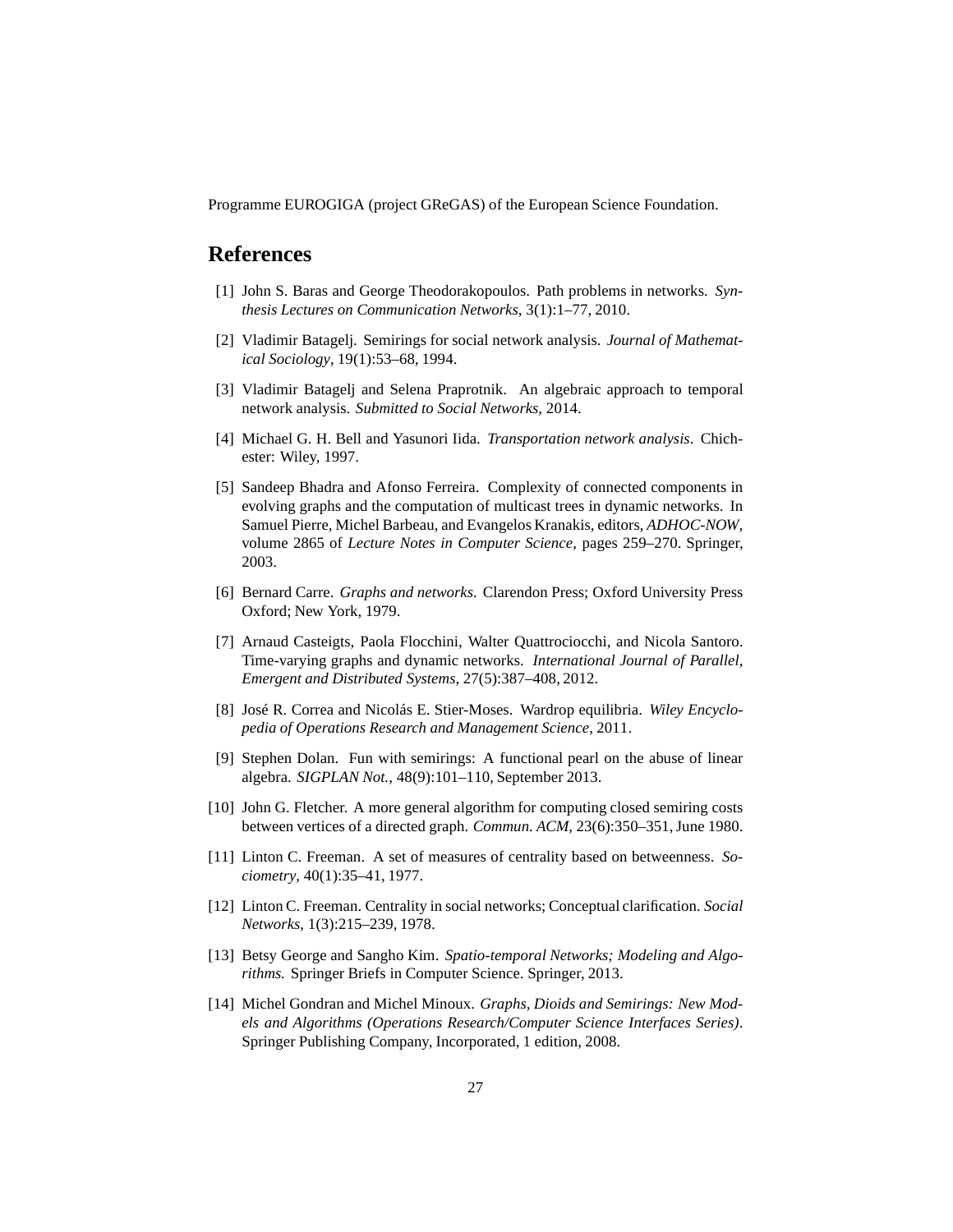Programme EUROGIGA (project GReGAS) of the European Science Foundation.

## References

[1] John S. Baras and George Theodorakopoulos. Path problems in networks. *Synthesis Lectures on Communication Networks*, 3(1):1–77, 2010.

[2] Vladimir Batagelj. Semirings for social network analysis. *Journal of Mathematical Sociology*, 19(1):53–68, 1994.

[3] Vladimir Batagelj and Selena Praprotnik. An algebraic approach to temporal network analysis. *Submitted to Social Networks*, 2014.

[4] Michael G. H. Bell and Yasunori Iida. *Transportation network analysis*. Chichester: Wiley, 1997.

[5] Sandeep Bhadra and Afonso Ferreira. Complexity of connected components in evolving graphs and the computation of multicast trees in dynamic networks. In Samuel Pierre, Michel Barbeau, and Evangelos Kranakis, editors, *ADHOC-NOW*, volume 2865 of *Lecture Notes in Computer Science*, pages 259–270. Springer, 2003.

[6] Bernard Carre. *Graphs and networks*. Clarendon Press; Oxford University Press Oxford; New York, 1979.

[7] Arnaud Casteigts, Paola Flocchini, Walter Quattrociocchi, and Nicola Santoro. Time-varying graphs and dynamic networks. *International Journal of Parallel, Emergent and Distributed Systems*, 27(5):387–408, 2012.

[8] José R. Correa and Nicolás E. Stier-Moses. Wardrop equilibria. *Wiley Encyclopedia of Operations Research and Management Science*, 2011.

[9] Stephen Dolan. Fun with semirings: A functional pearl on the abuse of linear algebra. *SIGPLAN Not.*, 48(9):101–110, September 2013.

[10] John G. Fletcher. A more general algorithm for computing closed semiring costs between vertices of a directed graph. *Commun. ACM*, 23(6):350–351, June 1980.

[11] Linton C. Freeman. A set of measures of centrality based on betweenness. *Sociometry*, 40(1):35–41, 1977.

[12] Linton C. Freeman. Centrality in social networks; Conceptual clarification. *Social Networks*, 1(3):215–239, 1978.

[13] Betsy George and Sangho Kim. *Spatio-temporal Networks; Modeling and Algorithms.* Springer Briefs in Computer Science. Springer, 2013.

[14] Michel Gondran and Michel Minoux. *Graphs, Dioids and Semirings: New Models and Algorithms (Operations Research/Computer Science Interfaces Series)*. Springer Publishing Company, Incorporated, 1 edition, 2008.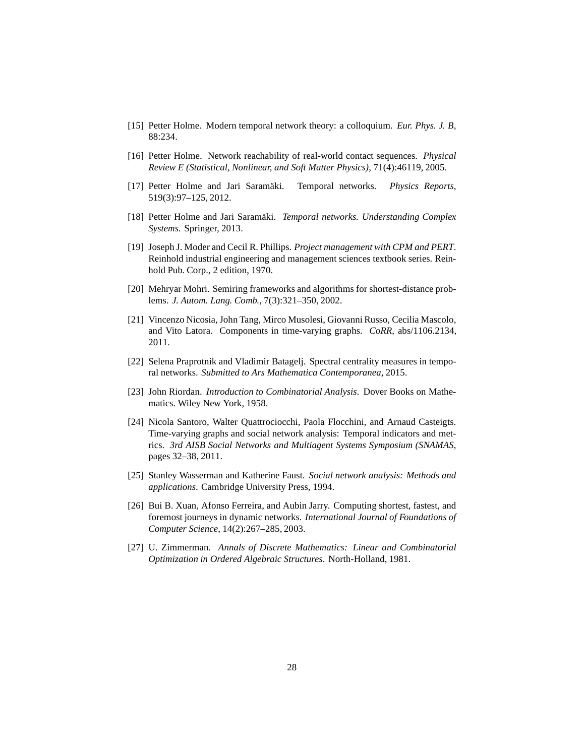[15] Petter Holme. Modern temporal network theory: a colloquium. *Eur. Phys. J. B*, 88:234.

[16] Petter Holme. Network reachability of real-world contact sequences. *Physical Review E (Statistical, Nonlinear, and Soft Matter Physics)*, 71(4):46119, 2005.

[17] Petter Holme and Jari Saramäki. Temporal networks. *Physics Reports*, 519(3):97–125, 2012.

[18] Petter Holme and Jari Saramäki. *Temporal networks. Understanding Complex Systems.* Springer, 2013.

[19] Joseph J. Moder and Cecil R. Phillips. *Project management with CPM and PERT*. Reinhold industrial engineering and management sciences textbook series. Reinhold Pub. Corp., 2 edition, 1970.

[20] Mehryar Mohri. Semiring frameworks and algorithms for shortest-distance problems. *J. Autom. Lang. Comb.*, 7(3):321–350, 2002.

[21] Vincenzo Nicosia, John Tang, Mirco Musolesi, Giovanni Russo, Cecilia Mascolo, and Vito Latora. Components in time-varying graphs. *CoRR*, abs/1106.2134, 2011.

[22] Selena Praprotnik and Vladimir Batagelj. Spectral centrality measures in temporal networks. *Submitted to Ars Mathematica Contemporanea*, 2015.

[23] John Riordan. *Introduction to Combinatorial Analysis*. Dover Books on Mathematics. Wiley New York, 1958.

[24] Nicola Santoro, Walter Quattrociocchi, Paola Flocchini, and Arnaud Casteigts. Time-varying graphs and social network analysis: Temporal indicators and metrics. *3rd AISB Social Networks and Multiagent Systems Symposium (SNAMAS*, pages 32–38, 2011.

[25] Stanley Wasserman and Katherine Faust. *Social network analysis: Methods and applications*. Cambridge University Press, 1994.

[26] Bui B. Xuan, Afonso Ferreira, and Aubin Jarry. Computing shortest, fastest, and foremost journeys in dynamic networks. *International Journal of Foundations of Computer Science*, 14(2):267–285, 2003.

[27] U. Zimmerman. *Annals of Discrete Mathematics: Linear and Combinatorial Optimization in Ordered Algebraic Structures*. North-Holland, 1981.